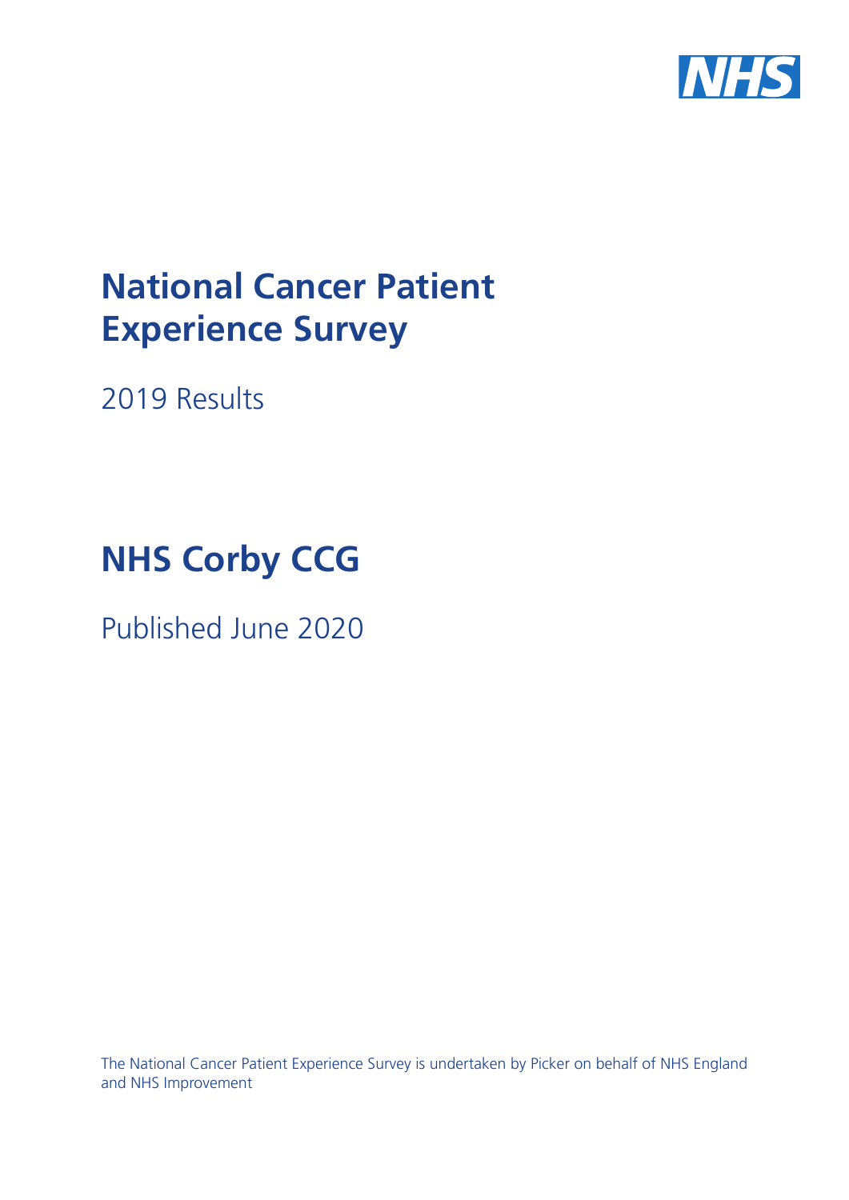# National Cancer Patient Experience Survey

2019 Results

# NHS Corby CCG

Published June 2020

The National Cancer Patient Experience Survey is undertaken by Picker on behalf of NHS England and NHS Improvement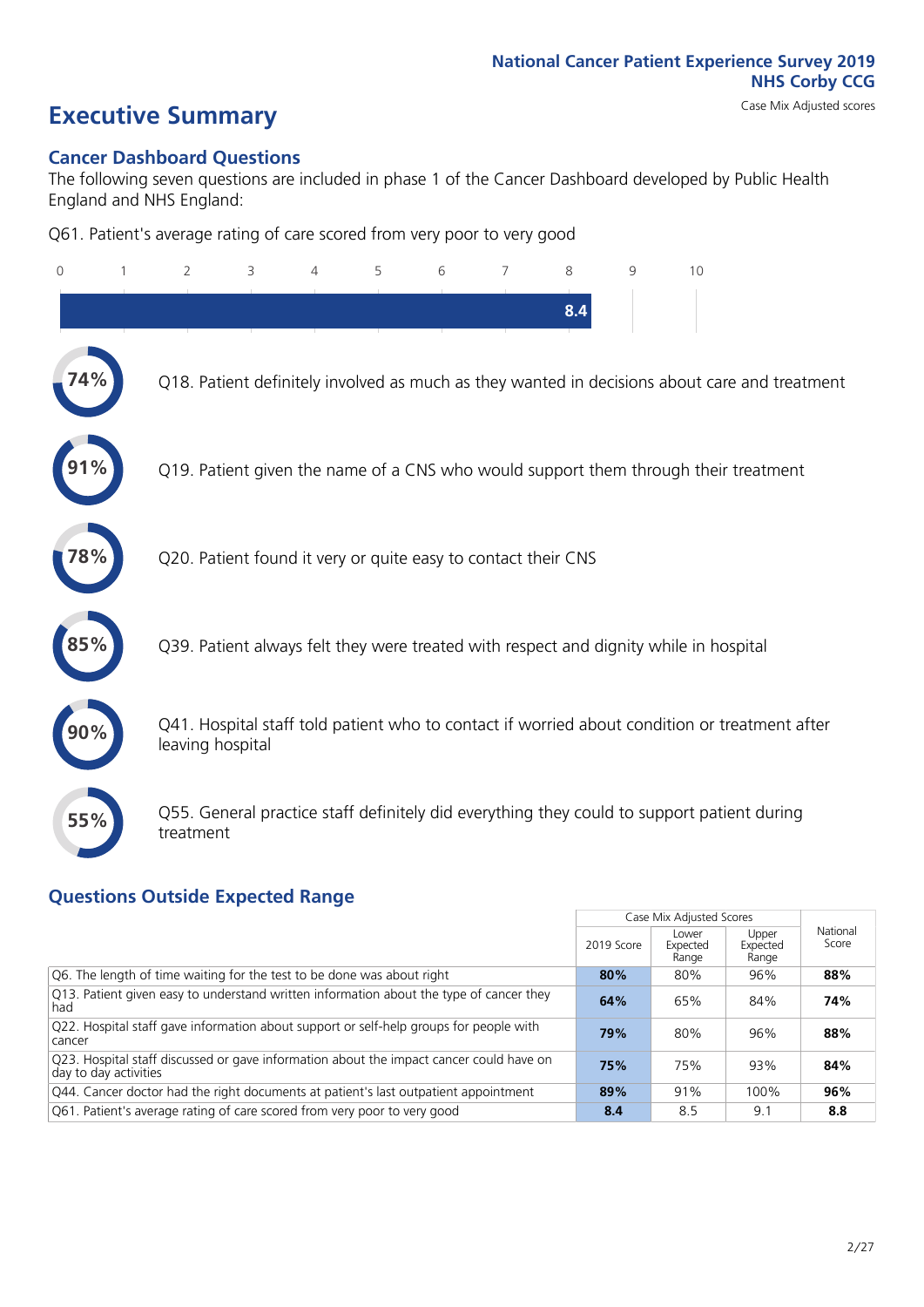National Cancer Patient Experience Survey 2019
NHS Corby CCG
Case Mix Adjusted scores

# Executive Summary

## Cancer Dashboard Questions

The following seven questions are included in phase 1 of the Cancer Dashboard developed by Public Health England and NHS England:

Q61. Patient's average rating of care scored from very poor to very good

8.4

74% Q18. Patient definitely involved as much as they wanted in decisions about care and treatment

91% Q19. Patient given the name of a CNS who would support them through their treatment

78% Q20. Patient found it very or quite easy to contact their CNS

85% Q39. Patient always felt they were treated with respect and dignity while in hospital

90% Q41. Hospital staff told patient who to contact if worried about condition or treatment after leaving hospital

55% Q55. General practice staff definitely did everything they could to support patient during treatment

## Questions Outside Expected Range

| | Case Mix Adjusted Scores | | | National Score |
|---|---|---|---|---|
| | 2019 Score | Lower Expected Range | Upper Expected Range | |
| Q6. The length of time waiting for the test to be done was about right | **80%** | 80% | 96% | **88%** |
| Q13. Patient given easy to understand written information about the type of cancer they had | **64%** | 65% | 84% | **74%** |
| Q22. Hospital staff gave information about support or self-help groups for people with cancer | **79%** | 80% | 96% | **88%** |
| Q23. Hospital staff discussed or gave information about the impact cancer could have on day to day activities | **75%** | 75% | 93% | **84%** |
| Q44. Cancer doctor had the right documents at patient's last outpatient appointment | **89%** | 91% | 100% | **96%** |
| Q61. Patient's average rating of care scored from very poor to very good | **8.4** | 8.5 | 9.1 | **8.8** |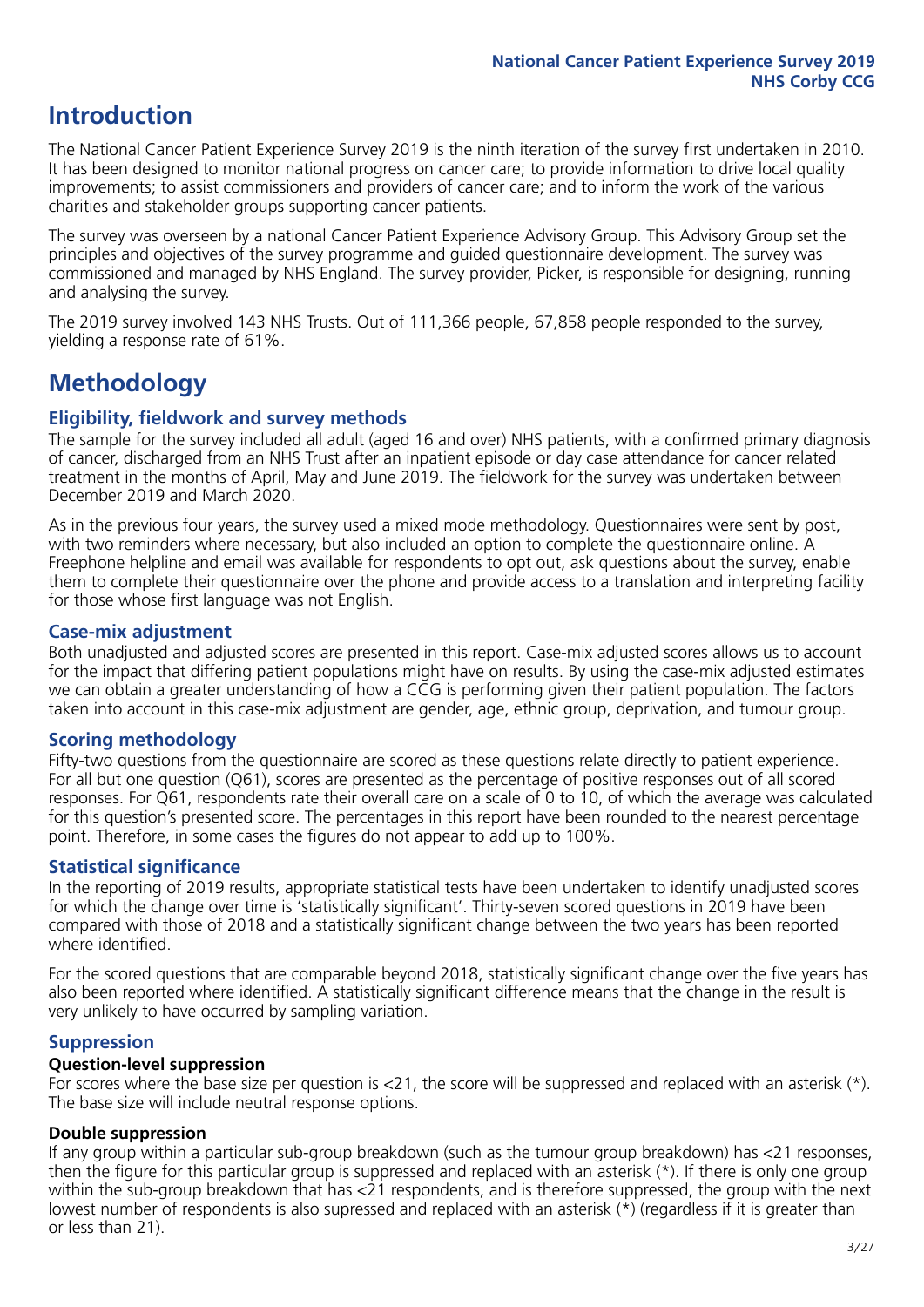# Introduction

The National Cancer Patient Experience Survey 2019 is the ninth iteration of the survey first undertaken in 2010. It has been designed to monitor national progress on cancer care; to provide information to drive local quality improvements; to assist commissioners and providers of cancer care; and to inform the work of the various charities and stakeholder groups supporting cancer patients.

The survey was overseen by a national Cancer Patient Experience Advisory Group. This Advisory Group set the principles and objectives of the survey programme and guided questionnaire development. The survey was commissioned and managed by NHS England. The survey provider, Picker, is responsible for designing, running and analysing the survey.

The 2019 survey involved 143 NHS Trusts. Out of 111,366 people, 67,858 people responded to the survey, yielding a response rate of 61%.

# Methodology

### Eligibility, fieldwork and survey methods

The sample for the survey included all adult (aged 16 and over) NHS patients, with a confirmed primary diagnosis of cancer, discharged from an NHS Trust after an inpatient episode or day case attendance for cancer related treatment in the months of April, May and June 2019. The fieldwork for the survey was undertaken between December 2019 and March 2020.

As in the previous four years, the survey used a mixed mode methodology. Questionnaires were sent by post, with two reminders where necessary, but also included an option to complete the questionnaire online. A Freephone helpline and email was available for respondents to opt out, ask questions about the survey, enable them to complete their questionnaire over the phone and provide access to a translation and interpreting facility for those whose first language was not English.

### Case-mix adjustment

Both unadjusted and adjusted scores are presented in this report. Case-mix adjusted scores allows us to account for the impact that differing patient populations might have on results. By using the case-mix adjusted estimates we can obtain a greater understanding of how a CCG is performing given their patient population. The factors taken into account in this case-mix adjustment are gender, age, ethnic group, deprivation, and tumour group.

### Scoring methodology

Fifty-two questions from the questionnaire are scored as these questions relate directly to patient experience. For all but one question (Q61), scores are presented as the percentage of positive responses out of all scored responses. For Q61, respondents rate their overall care on a scale of 0 to 10, of which the average was calculated for this question's presented score. The percentages in this report have been rounded to the nearest percentage point. Therefore, in some cases the figures do not appear to add up to 100%.

### Statistical significance

In the reporting of 2019 results, appropriate statistical tests have been undertaken to identify unadjusted scores for which the change over time is 'statistically significant'. Thirty-seven scored questions in 2019 have been compared with those of 2018 and a statistically significant change between the two years has been reported where identified.

For the scored questions that are comparable beyond 2018, statistically significant change over the five years has also been reported where identified. A statistically significant difference means that the change in the result is very unlikely to have occurred by sampling variation.

### Suppression

#### Question-level suppression

For scores where the base size per question is <21, the score will be suppressed and replaced with an asterisk (*). The base size will include neutral response options.

#### Double suppression

If any group within a particular sub-group breakdown (such as the tumour group breakdown) has <21 responses, then the figure for this particular group is suppressed and replaced with an asterisk (*). If there is only one group within the sub-group breakdown that has <21 respondents, and is therefore suppressed, the group with the next lowest number of respondents is also supressed and replaced with an asterisk (*) (regardless if it is greater than or less than 21).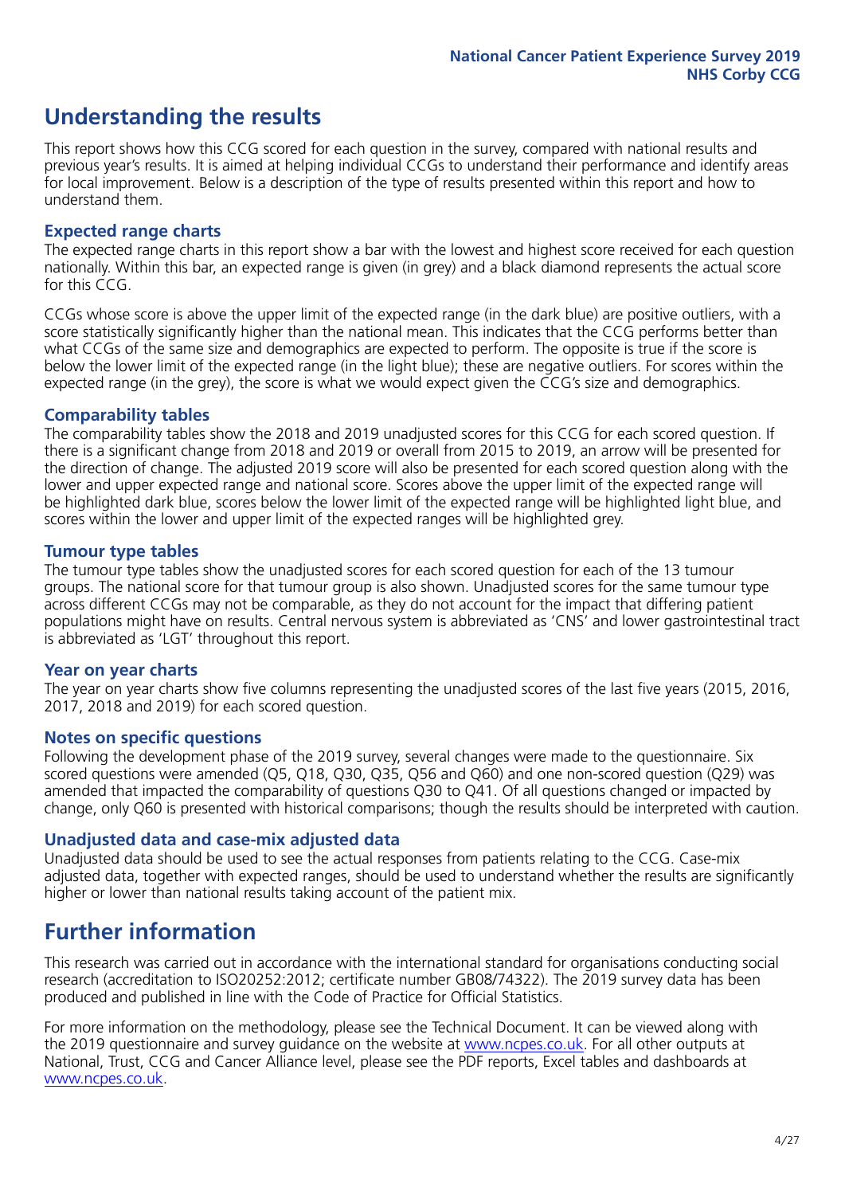## Understanding the results

This report shows how this CCG scored for each question in the survey, compared with national results and previous year's results. It is aimed at helping individual CCGs to understand their performance and identify areas for local improvement. Below is a description of the type of results presented within this report and how to understand them.

### Expected range charts

The expected range charts in this report show a bar with the lowest and highest score received for each question nationally. Within this bar, an expected range is given (in grey) and a black diamond represents the actual score for this CCG.

CCGs whose score is above the upper limit of the expected range (in the dark blue) are positive outliers, with a score statistically significantly higher than the national mean. This indicates that the CCG performs better than what CCGs of the same size and demographics are expected to perform. The opposite is true if the score is below the lower limit of the expected range (in the light blue); these are negative outliers. For scores within the expected range (in the grey), the score is what we would expect given the CCG's size and demographics.

### Comparability tables

The comparability tables show the 2018 and 2019 unadjusted scores for this CCG for each scored question. If there is a significant change from 2018 and 2019 or overall from 2015 to 2019, an arrow will be presented for the direction of change. The adjusted 2019 score will also be presented for each scored question along with the lower and upper expected range and national score. Scores above the upper limit of the expected range will be highlighted dark blue, scores below the lower limit of the expected range will be highlighted light blue, and scores within the lower and upper limit of the expected ranges will be highlighted grey.

### Tumour type tables

The tumour type tables show the unadjusted scores for each scored question for each of the 13 tumour groups. The national score for that tumour group is also shown. Unadjusted scores for the same tumour type across different CCGs may not be comparable, as they do not account for the impact that differing patient populations might have on results. Central nervous system is abbreviated as 'CNS' and lower gastrointestinal tract is abbreviated as 'LGT' throughout this report.

### Year on year charts

The year on year charts show five columns representing the unadjusted scores of the last five years (2015, 2016, 2017, 2018 and 2019) for each scored question.

### Notes on specific questions

Following the development phase of the 2019 survey, several changes were made to the questionnaire. Six scored questions were amended (Q5, Q18, Q30, Q35, Q56 and Q60) and one non-scored question (Q29) was amended that impacted the comparability of questions Q30 to Q41. Of all questions changed or impacted by change, only Q60 is presented with historical comparisons; though the results should be interpreted with caution.

### Unadjusted data and case-mix adjusted data

Unadjusted data should be used to see the actual responses from patients relating to the CCG. Case-mix adjusted data, together with expected ranges, should be used to understand whether the results are significantly higher or lower than national results taking account of the patient mix.

## Further information

This research was carried out in accordance with the international standard for organisations conducting social research (accreditation to ISO20252:2012; certificate number GB08/74322). The 2019 survey data has been produced and published in line with the Code of Practice for Official Statistics.

For more information on the methodology, please see the Technical Document. It can be viewed along with the 2019 questionnaire and survey guidance on the website at www.ncpes.co.uk. For all other outputs at National, Trust, CCG and Cancer Alliance level, please see the PDF reports, Excel tables and dashboards at www.ncpes.co.uk.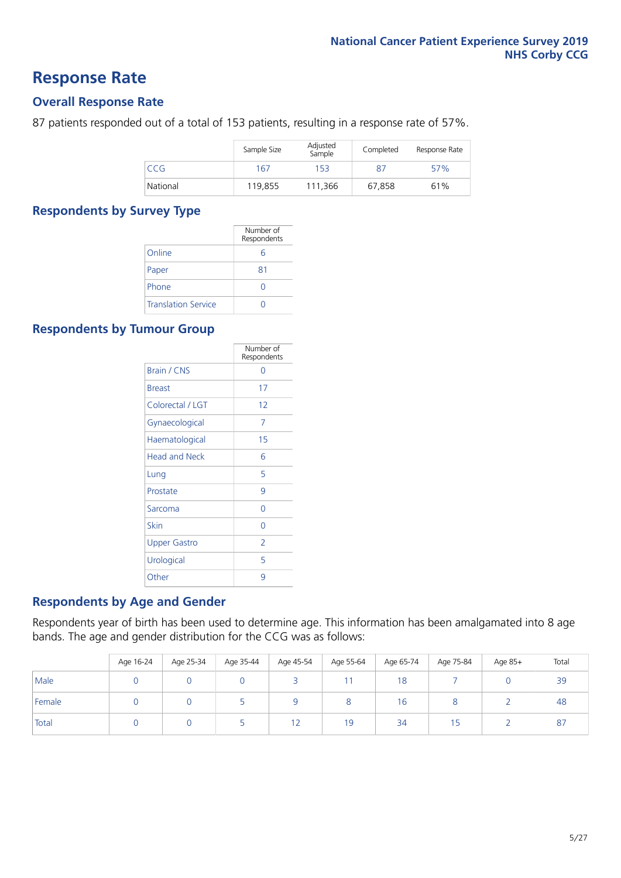# Response Rate

## Overall Response Rate

87 patients responded out of a total of 153 patients, resulting in a response rate of 57%.

| | Sample Size | Adjusted Sample | Completed | Response Rate |
|---|---|---|---|---|
| CCG | 167 | 153 | 87 | 57% |
| National | 119,855 | 111,366 | 67,858 | 61% |

## Respondents by Survey Type

| | Number of Respondents |
|---|---|
| Online | 6 |
| Paper | 81 |
| Phone | 0 |
| Translation Service | 0 |

## Respondents by Tumour Group

| | Number of Respondents |
|---|---|
| Brain / CNS | 0 |
| Breast | 17 |
| Colorectal / LGT | 12 |
| Gynaecological | 7 |
| Haematological | 15 |
| Head and Neck | 6 |
| Lung | 5 |
| Prostate | 9 |
| Sarcoma | 0 |
| Skin | 0 |
| Upper Gastro | 2 |
| Urological | 5 |
| Other | 9 |

## Respondents by Age and Gender

Respondents year of birth has been used to determine age. This information has been amalgamated into 8 age bands. The age and gender distribution for the CCG was as follows:

| | Age 16-24 | Age 25-34 | Age 35-44 | Age 45-54 | Age 55-64 | Age 65-74 | Age 75-84 | Age 85+ | Total |
|---|---|---|---|---|---|---|---|---|---|
| Male | 0 | 0 | 0 | 3 | 11 | 18 | 7 | 0 | 39 |
| Female | 0 | 0 | 5 | 9 | 8 | 16 | 8 | 2 | 48 |
| Total | 0 | 0 | 5 | 12 | 19 | 34 | 15 | 2 | 87 |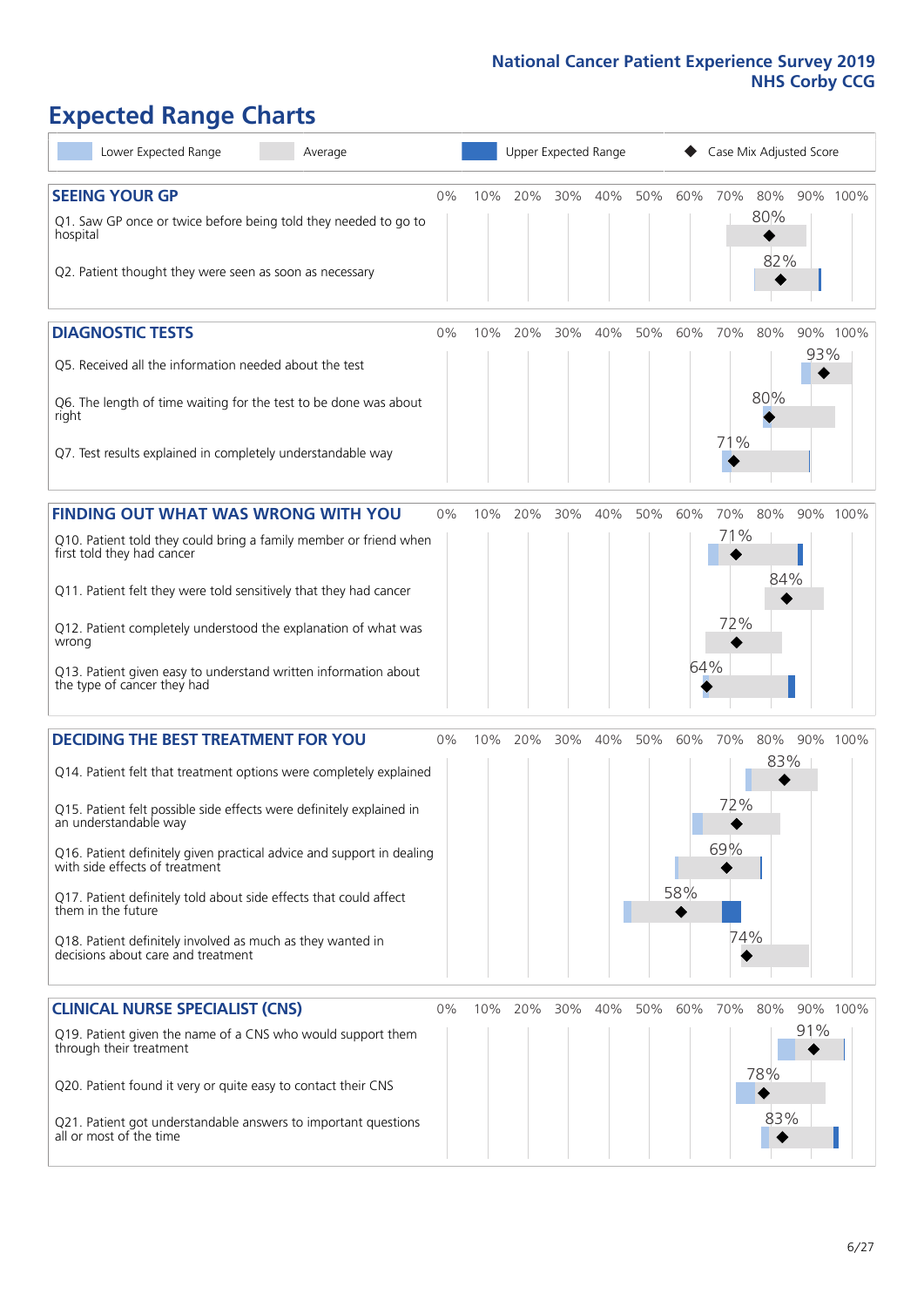# Expected Range Charts

Lower Expected Range | Average | Upper Expected Range | Case Mix Adjusted Score

## SEEING YOUR GP

| Question | Case Mix Adjusted Score |
|---|---|
| Q1. Saw GP once or twice before being told they needed to go to hospital | 80% |
| Q2. Patient thought they were seen as soon as necessary | 82% |

## DIAGNOSTIC TESTS

| Question | Case Mix Adjusted Score |
|---|---|
| Q5. Received all the information needed about the test | 93% |
| Q6. The length of time waiting for the test to be done was about right | 80% |
| Q7. Test results explained in completely understandable way | 71% |

## FINDING OUT WHAT WAS WRONG WITH YOU

| Question | Case Mix Adjusted Score |
|---|---|
| Q10. Patient told they could bring a family member or friend when first told they had cancer | 71% |
| Q11. Patient felt they were told sensitively that they had cancer | 84% |
| Q12. Patient completely understood the explanation of what was wrong | 72% |
| Q13. Patient given easy to understand written information about the type of cancer they had | 64% |

## DECIDING THE BEST TREATMENT FOR YOU

| Question | Case Mix Adjusted Score |
|---|---|
| Q14. Patient felt that treatment options were completely explained | 83% |
| Q15. Patient felt possible side effects were definitely explained in an understandable way | 72% |
| Q16. Patient definitely given practical advice and support in dealing with side effects of treatment | 69% |
| Q17. Patient definitely told about side effects that could affect them in the future | 58% |
| Q18. Patient definitely involved as much as they wanted in decisions about care and treatment | 74% |

## CLINICAL NURSE SPECIALIST (CNS)

| Question | Case Mix Adjusted Score |
|---|---|
| Q19. Patient given the name of a CNS who would support them through their treatment | 91% |
| Q20. Patient found it very or quite easy to contact their CNS | 78% |
| Q21. Patient got understandable answers to important questions all or most of the time | 83% |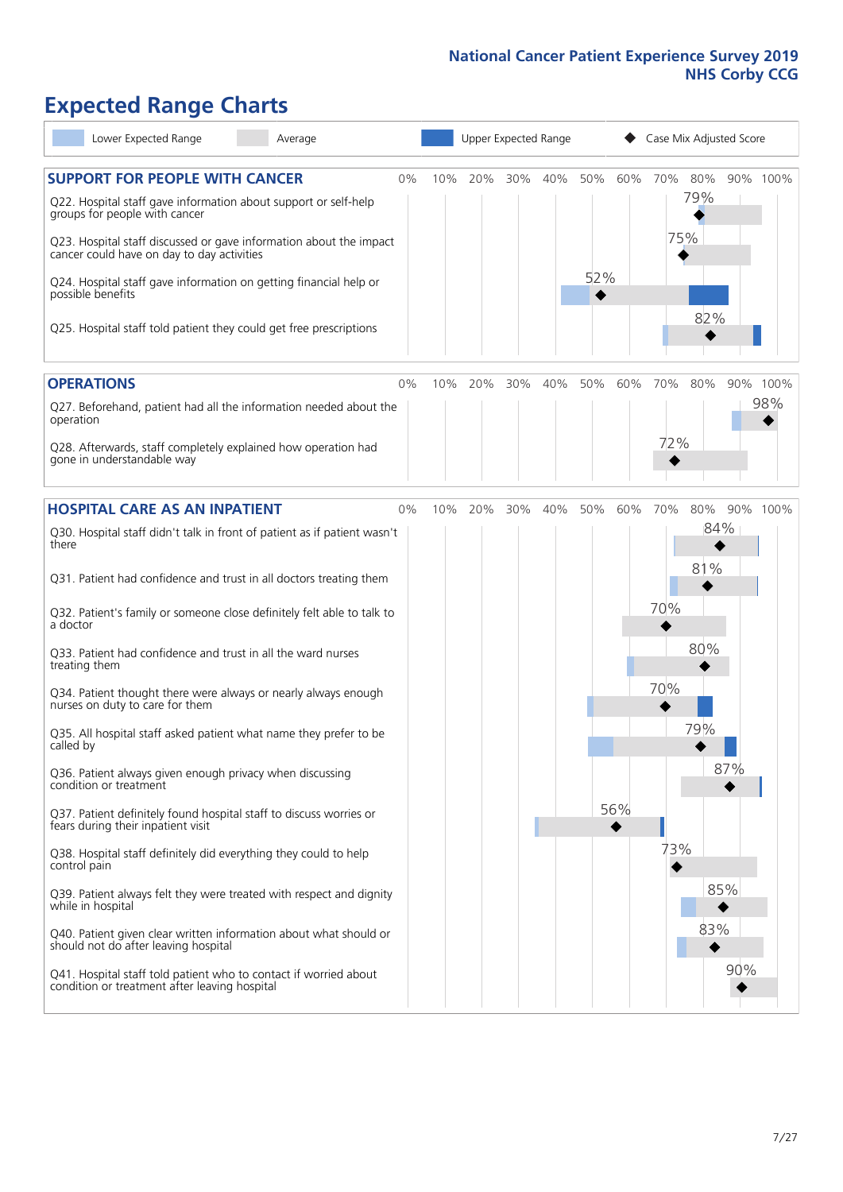# Expected Range Charts

Lower Expected Range | Average | Upper Expected Range | Case Mix Adjusted Score

## SUPPORT FOR PEOPLE WITH CANCER

| Question | Case Mix Adjusted Score |
|---|---|
| Q22. Hospital staff gave information about support or self-help groups for people with cancer | 79% |
| Q23. Hospital staff discussed or gave information about the impact cancer could have on day to day activities | 75% |
| Q24. Hospital staff gave information on getting financial help or possible benefits | 52% |
| Q25. Hospital staff told patient they could get free prescriptions | 82% |

## OPERATIONS

| Question | Case Mix Adjusted Score |
|---|---|
| Q27. Beforehand, patient had all the information needed about the operation | 98% |
| Q28. Afterwards, staff completely explained how operation had gone in understandable way | 72% |

## HOSPITAL CARE AS AN INPATIENT

| Question | Case Mix Adjusted Score |
|---|---|
| Q30. Hospital staff didn't talk in front of patient as if patient wasn't there | 84% |
| Q31. Patient had confidence and trust in all doctors treating them | 81% |
| Q32. Patient's family or someone close definitely felt able to talk to a doctor | 70% |
| Q33. Patient had confidence and trust in all the ward nurses treating them | 80% |
| Q34. Patient thought there were always or nearly always enough nurses on duty to care for them | 70% |
| Q35. All hospital staff asked patient what name they prefer to be called by | 79% |
| Q36. Patient always given enough privacy when discussing condition or treatment | 87% |
| Q37. Patient definitely found hospital staff to discuss worries or fears during their inpatient visit | 56% |
| Q38. Hospital staff definitely did everything they could to help control pain | 73% |
| Q39. Patient always felt they were treated with respect and dignity while in hospital | 85% |
| Q40. Patient given clear written information about what should or should not do after leaving hospital | 83% |
| Q41. Hospital staff told patient who to contact if worried about condition or treatment after leaving hospital | 90% |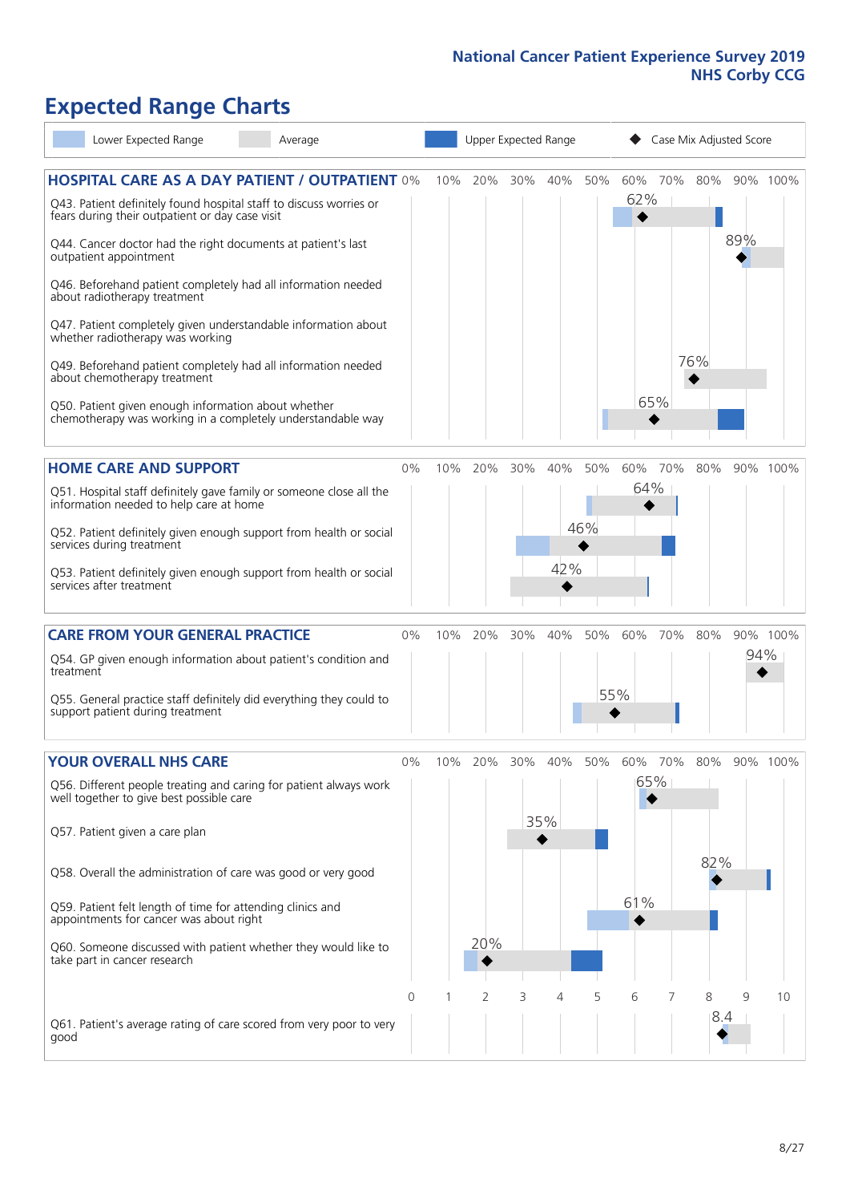# Expected Range Charts

Lower Expected Range | Average | Upper Expected Range | Case Mix Adjusted Score

## HOSPITAL CARE AS A DAY PATIENT / OUTPATIENT

| Question | Case Mix Adjusted Score |
|---|---|
| Q43. Patient definitely found hospital staff to discuss worries or fears during their outpatient or day case visit | 62% |
| Q44. Cancer doctor had the right documents at patient's last outpatient appointment | 89% |
| Q46. Beforehand patient completely had all information needed about radiotherapy treatment | |
| Q47. Patient completely given understandable information about whether radiotherapy treatment was working | |
| Q49. Beforehand patient completely had all information needed about chemotherapy treatment | 76% |
| Q50. Patient given enough information about whether chemotherapy was working in a completely understandable way | 65% |

## HOME CARE AND SUPPORT

| Question | Case Mix Adjusted Score |
|---|---|
| Q51. Hospital staff definitely gave family or someone close all the information needed to help care at home | 64% |
| Q52. Patient definitely given enough support from health or social services during treatment | 46% |
| Q53. Patient definitely given enough support from health or social services after treatment | 42% |

## CARE FROM YOUR GENERAL PRACTICE

| Question | Case Mix Adjusted Score |
|---|---|
| Q54. GP given enough information about patient's condition and treatment | 94% |
| Q55. General practice staff definitely did everything they could to support patient during treatment | 55% |

## YOUR OVERALL NHS CARE

| Question | Case Mix Adjusted Score |
|---|---|
| Q56. Different people treating and caring for patient always work well together to give best possible care | 65% |
| Q57. Patient given a care plan | 35% |
| Q58. Overall the administration of care was good or very good | 82% |
| Q59. Patient felt length of time for attending clinics and appointments for cancer was about right | 61% |
| Q60. Someone discussed with patient whether they would like to take part in cancer research | 20% |
| Q61. Patient's average rating of care scored from very poor to very good | 8.4 |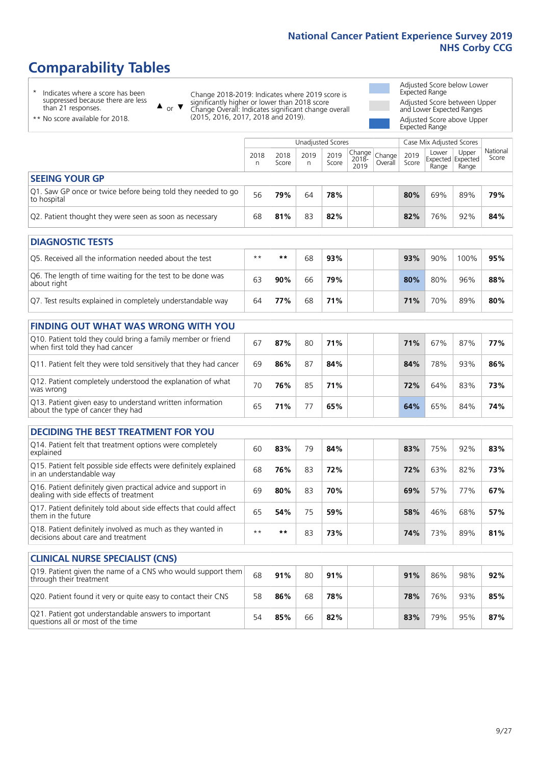# Comparability Tables

\* Indicates where a score has been suppressed because there are less than 21 responses.

\*\* No score available for 2018.

▲ or ▼ Change 2018-2019: Indicates where 2019 score is significantly higher or lower than 2018 score Change Overall: Indicates significant change overall (2015, 2016, 2017, 2018 and 2019).

Adjusted Score below Lower Expected Range

Adjusted Score between Upper and Lower Expected Ranges

Adjusted Score above Upper Expected Range

| | Unadjusted Scores | | | | | | Case Mix Adjusted Scores | | | |
|---|---|---|---|---|---|---|---|---|---|---|
| | 2018 n | 2018 Score | 2019 n | 2019 Score | Change 2018-2019 | Change Overall | 2019 Score | Lower Expected Range | Upper Expected Range | National Score |
| **SEEING YOUR GP** | | | | | | | | | | |
| Q1. Saw GP once or twice before being told they needed to go to hospital | 56 | **79%** | 64 | **78%** | | | **80%** | 69% | 89% | **79%** |
| Q2. Patient thought they were seen as soon as necessary | 68 | **81%** | 83 | **82%** | | | **82%** | 76% | 92% | **84%** |
| **DIAGNOSTIC TESTS** | | | | | | | | | | |
| Q5. Received all the information needed about the test | ** | ** | 68 | **93%** | | | **93%** | 90% | 100% | **95%** |
| Q6. The length of time waiting for the test to be done was about right | 63 | **90%** | 66 | **79%** | | | **80%** | 80% | 96% | **88%** |
| Q7. Test results explained in completely understandable way | 64 | **77%** | 68 | **71%** | | | **71%** | 70% | 89% | **80%** |
| **FINDING OUT WHAT WAS WRONG WITH YOU** | | | | | | | | | | |
| Q10. Patient told they could bring a family member or friend when first told they had cancer | 67 | **87%** | 80 | **71%** | | | **71%** | 67% | 87% | **77%** |
| Q11. Patient felt they were told sensitively that they had cancer | 69 | **86%** | 87 | **84%** | | | **84%** | 78% | 93% | **86%** |
| Q12. Patient completely understood the explanation of what was wrong | 70 | **76%** | 85 | **71%** | | | **72%** | 64% | 83% | **73%** |
| Q13. Patient given easy to understand written information about the type of cancer they had | 65 | **71%** | 77 | **65%** | | | **64%** | 65% | 84% | **74%** |
| **DECIDING THE BEST TREATMENT FOR YOU** | | | | | | | | | | |
| Q14. Patient felt that treatment options were completely explained | 60 | **83%** | 79 | **84%** | | | **83%** | 75% | 92% | **83%** |
| Q15. Patient felt possible side effects were definitely explained in an understandable way | 68 | **76%** | 83 | **72%** | | | **72%** | 63% | 82% | **73%** |
| Q16. Patient definitely given practical advice and support in dealing with side effects of treatment | 69 | **80%** | 83 | **70%** | | | **69%** | 57% | 77% | **67%** |
| Q17. Patient definitely told about side effects that could affect them in the future | 65 | **54%** | 75 | **59%** | | | **58%** | 46% | 68% | **57%** |
| Q18. Patient definitely involved as much as they wanted in decisions about care and treatment | ** | ** | 83 | **73%** | | | **74%** | 73% | 89% | **81%** |
| **CLINICAL NURSE SPECIALIST (CNS)** | | | | | | | | | | |
| Q19. Patient given the name of a CNS who would support them through their treatment | 68 | **91%** | 80 | **91%** | | | **91%** | 86% | 98% | **92%** |
| Q20. Patient found it very or quite easy to contact their CNS | 58 | **86%** | 68 | **78%** | | | **78%** | 76% | 93% | **85%** |
| Q21. Patient got understandable answers to important questions all or most of the time | 54 | **85%** | 66 | **82%** | | | **83%** | 79% | 95% | **87%** |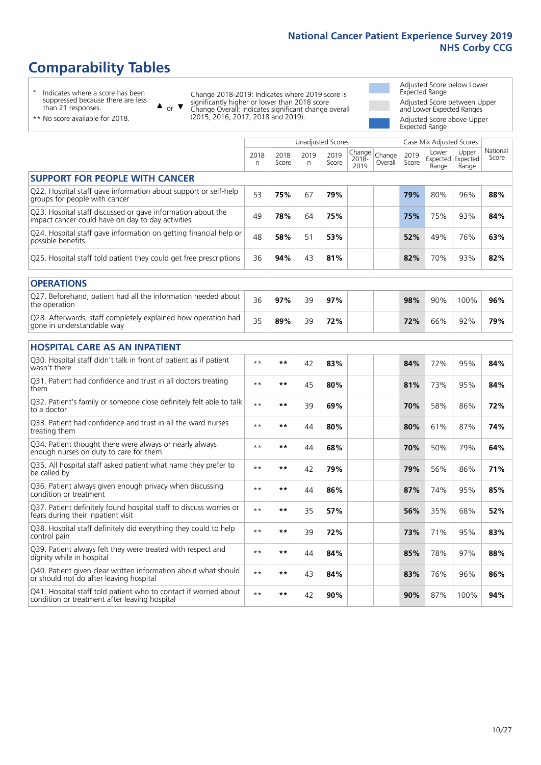# Comparability Tables

\* Indicates where a score has been suppressed because there are less than 21 responses.

\*\* No score available for 2018.

▲ or ▼ Change 2018-2019: Indicates where 2019 score is significantly higher or lower than 2018 score. Change Overall: Indicates significant change overall (2015, 2016, 2017, 2018 and 2019).

Adjusted Score below Lower Expected Range

Adjusted Score between Upper and Lower Expected Ranges

Adjusted Score above Upper Expected Range

| | Unadjusted Scores | | | | | | Case Mix Adjusted Scores | | | |
|---|---|---|---|---|---|---|---|---|---|---|
| | 2018 n | 2018 Score | 2019 n | 2019 Score | Change 2018-2019 | Change Overall | 2019 Score | Lower Expected Range | Upper Expected Range | National Score |
| **SUPPORT FOR PEOPLE WITH CANCER** | | | | | | | | | | |
| Q22. Hospital staff gave information about support or self-help groups for people with cancer | 53 | **75%** | 67 | **79%** | | | **79%** | 80% | 96% | **88%** |
| Q23. Hospital staff discussed or gave information about the impact cancer could have on day to day activities | 49 | **78%** | 64 | **75%** | | | **75%** | 75% | 93% | **84%** |
| Q24. Hospital staff gave information on getting financial help or possible benefits | 48 | **58%** | 51 | **53%** | | | **52%** | 49% | 76% | **63%** |
| Q25. Hospital staff told patient they could get free prescriptions | 36 | **94%** | 43 | **81%** | | | **82%** | 70% | 93% | **82%** |
| **OPERATIONS** | | | | | | | | | | |
| Q27. Beforehand, patient had all the information needed about the operation | 36 | **97%** | 39 | **97%** | | | **98%** | 90% | 100% | **96%** |
| Q28. Afterwards, staff completely explained how operation had gone in understandable way | 35 | **89%** | 39 | **72%** | | | **72%** | 66% | 92% | **79%** |
| **HOSPITAL CARE AS AN INPATIENT** | | | | | | | | | | |
| Q30. Hospital staff didn't talk in front of patient as if patient wasn't there | ** | ** | 42 | **83%** | | | **84%** | 72% | 95% | **84%** |
| Q31. Patient had confidence and trust in all doctors treating them | ** | ** | 45 | **80%** | | | **81%** | 73% | 95% | **84%** |
| Q32. Patient's family or someone close definitely felt able to talk to a doctor | ** | ** | 39 | **69%** | | | **70%** | 58% | 86% | **72%** |
| Q33. Patient had confidence and trust in all the ward nurses treating them | ** | ** | 44 | **80%** | | | **80%** | 61% | 87% | **74%** |
| Q34. Patient thought there were always or nearly always enough nurses on duty to care for them | ** | ** | 44 | **68%** | | | **70%** | 50% | 79% | **64%** |
| Q35. All hospital staff asked patient what name they prefer to be called by | ** | ** | 42 | **79%** | | | **79%** | 56% | 86% | **71%** |
| Q36. Patient always given enough privacy when discussing condition or treatment | ** | ** | 44 | **86%** | | | **87%** | 74% | 95% | **85%** |
| Q37. Patient definitely found hospital staff to discuss worries or fears during their inpatient visit | ** | ** | 35 | **57%** | | | **56%** | 35% | 68% | **52%** |
| Q38. Hospital staff definitely did everything they could to help control pain | ** | ** | 39 | **72%** | | | **73%** | 71% | 95% | **83%** |
| Q39. Patient always felt they were treated with respect and dignity while in hospital | ** | ** | 44 | **84%** | | | **85%** | 78% | 97% | **88%** |
| Q40. Patient given clear written information about what should or should not do after leaving hospital | ** | ** | 43 | **84%** | | | **83%** | 76% | 96% | **86%** |
| Q41. Hospital staff told patient who to contact if worried about condition or treatment after leaving hospital | ** | ** | 42 | **90%** | | | **90%** | 87% | 100% | **94%** |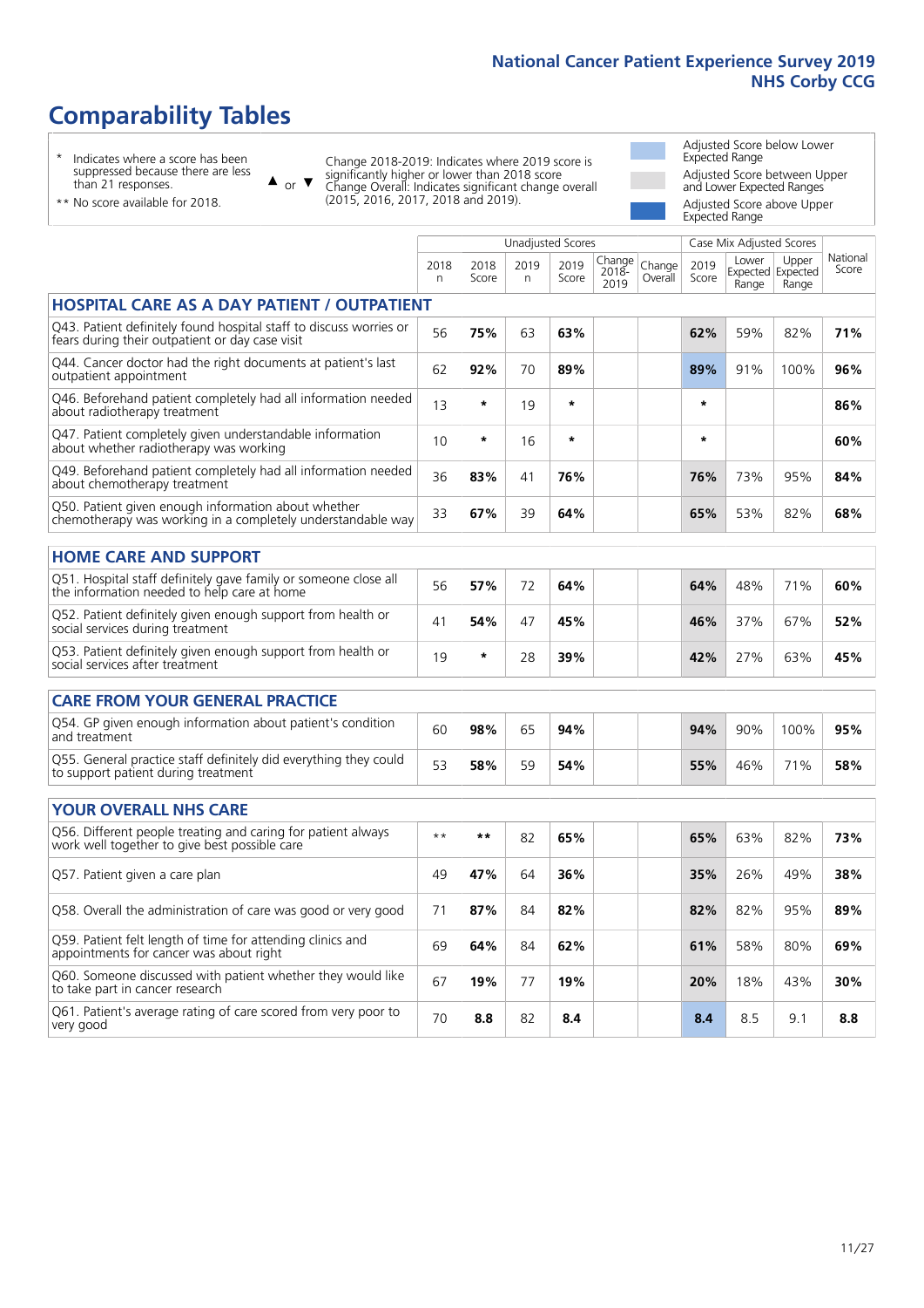# Comparability Tables

- \* Indicates where a score has been suppressed because there are less than 21 responses.
- \*\* No score available for 2018.

▲ or ▼ Change 2018-2019: Indicates where 2019 score is significantly higher or lower than 2018 score. Change Overall: Indicates significant change overall (2015, 2016, 2017, 2018 and 2019).

- Adjusted Score below Lower Expected Range
- Adjusted Score between Upper and Lower Expected Ranges
- Adjusted Score above Upper Expected Range

| | Unadjusted Scores | | | | | | Case Mix Adjusted Scores | | | |
|---|---|---|---|---|---|---|---|---|---|---|
| | 2018 n | 2018 Score | 2019 n | 2019 Score | Change 2018-2019 | Change Overall | 2019 Score | Lower Expected Range | Upper Expected Range | National Score |
| **HOSPITAL CARE AS A DAY PATIENT / OUTPATIENT** | | | | | | | | | | |
| Q43. Patient definitely found hospital staff to discuss worries or fears during their outpatient or day case visit | 56 | **75%** | 63 | **63%** | | | **62%** | 59% | 82% | **71%** |
| Q44. Cancer doctor had the right documents at patient's last outpatient appointment | 62 | **92%** | 70 | **89%** | | | **89%** | 91% | 100% | **96%** |
| Q46. Beforehand patient completely had all information needed about radiotherapy treatment | 13 | * | 19 | * | | | * | | | **86%** |
| Q47. Patient completely given understandable information about whether radiotherapy was working | 10 | * | 16 | * | | | * | | | **60%** |
| Q49. Beforehand patient completely had all information needed about chemotherapy treatment | 36 | **83%** | 41 | **76%** | | | **76%** | 73% | 95% | **84%** |
| Q50. Patient given enough information about whether chemotherapy was working in a completely understandable way | 33 | **67%** | 39 | **64%** | | | **65%** | 53% | 82% | **68%** |
| **HOME CARE AND SUPPORT** | | | | | | | | | | |
| Q51. Hospital staff definitely gave family or someone close all the information needed to help care at home | 56 | **57%** | 72 | **64%** | | | **64%** | 48% | 71% | **60%** |
| Q52. Patient definitely given enough support from health or social services during treatment | 41 | **54%** | 47 | **45%** | | | **46%** | 37% | 67% | **52%** |
| Q53. Patient definitely given enough support from health or social services after treatment | 19 | * | 28 | **39%** | | | **42%** | 27% | 63% | **45%** |
| **CARE FROM YOUR GENERAL PRACTICE** | | | | | | | | | | |
| Q54. GP given enough information about patient's condition and treatment | 60 | **98%** | 65 | **94%** | | | **94%** | 90% | 100% | **95%** |
| Q55. General practice staff definitely did everything they could to support patient during treatment | 53 | **58%** | 59 | **54%** | | | **55%** | 46% | 71% | **58%** |
| **YOUR OVERALL NHS CARE** | | | | | | | | | | |
| Q56. Different people treating and caring for patient always work well together to give best possible care | ** | ** | 82 | **65%** | | | **65%** | 63% | 82% | **73%** |
| Q57. Patient given a care plan | 49 | **47%** | 64 | **36%** | | | **35%** | 26% | 49% | **38%** |
| Q58. Overall the administration of care was good or very good | 71 | **87%** | 84 | **82%** | | | **82%** | 82% | 95% | **89%** |
| Q59. Patient felt length of time for attending clinics and appointments for cancer was about right | 69 | **64%** | 84 | **62%** | | | **61%** | 58% | 80% | **69%** |
| Q60. Someone discussed with patient whether they would like to take part in cancer research | 67 | **19%** | 77 | **19%** | | | **20%** | 18% | 43% | **30%** |
| Q61. Patient's average rating of care scored from very poor to very good | 70 | **8.8** | 82 | **8.4** | | | **8.4** | 8.5 | 9.1 | **8.8** |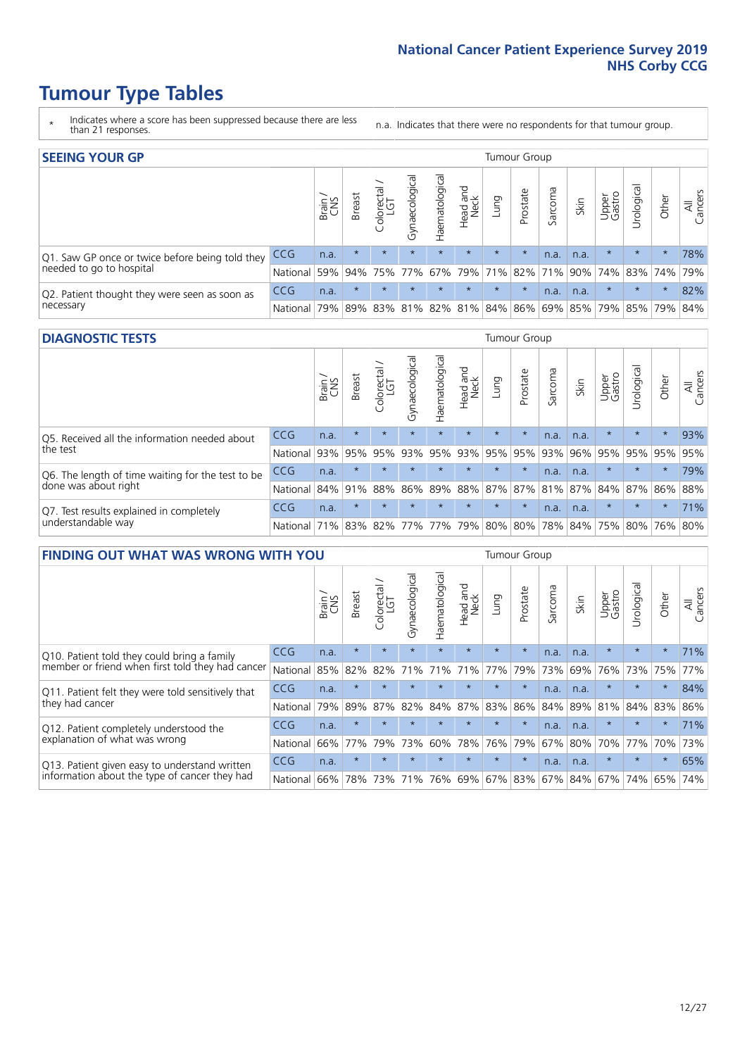# Tumour Type Tables

\* Indicates where a score has been suppressed because there are less than 21 responses.

n.a. Indicates that there were no respondents for that tumour group.

## SEEING YOUR GP

| | | Brain / CNS | Breast | Colorectal / LGT | Gynaecological | Haematological | Head and Neck | Lung | Prostate | Sarcoma | Skin | Upper Gastro | Urological | Other | All Cancers |
|---|---|---|---|---|---|---|---|---|---|---|---|---|---|---|---|
| Q1. Saw GP once or twice before being told they needed to go to hospital | CCG | n.a. | * | * | * | * | * | * | * | n.a. | n.a. | * | * | * | 78% |
| | National | 59% | 94% | 75% | 77% | 67% | 79% | 71% | 82% | 71% | 90% | 74% | 83% | 74% | 79% |
| Q2. Patient thought they were seen as soon as necessary | CCG | n.a. | * | * | * | * | * | * | * | n.a. | n.a. | * | * | * | 82% |
| | National | 79% | 89% | 83% | 81% | 82% | 81% | 84% | 86% | 69% | 85% | 79% | 85% | 79% | 84% |

## DIAGNOSTIC TESTS

| | | Brain / CNS | Breast | Colorectal / LGT | Gynaecological | Haematological | Head and Neck | Lung | Prostate | Sarcoma | Skin | Upper Gastro | Urological | Other | All Cancers |
|---|---|---|---|---|---|---|---|---|---|---|---|---|---|---|---|
| Q5. Received all the information needed about the test | CCG | n.a. | * | * | * | * | * | * | * | n.a. | n.a. | * | * | * | 93% |
| | National | 93% | 95% | 95% | 93% | 95% | 93% | 95% | 95% | 93% | 96% | 95% | 95% | 95% | 95% |
| Q6. The length of time waiting for the test to be done was about right | CCG | n.a. | * | * | * | * | * | * | * | n.a. | n.a. | * | * | * | 79% |
| | National | 84% | 91% | 88% | 86% | 89% | 88% | 87% | 87% | 81% | 87% | 84% | 87% | 86% | 88% |
| Q7. Test results explained in completely understandable way | CCG | n.a. | * | * | * | * | * | * | * | n.a. | n.a. | * | * | * | 71% |
| | National | 71% | 83% | 82% | 77% | 77% | 79% | 80% | 80% | 78% | 84% | 75% | 80% | 76% | 80% |

## FINDING OUT WHAT WAS WRONG WITH YOU

| | | Brain / CNS | Breast | Colorectal / LGT | Gynaecological | Haematological | Head and Neck | Lung | Prostate | Sarcoma | Skin | Upper Gastro | Urological | Other | All Cancers |
|---|---|---|---|---|---|---|---|---|---|---|---|---|---|---|---|
| Q10. Patient told they could bring a family member or friend when first told they had cancer | CCG | n.a. | * | * | * | * | * | * | * | n.a. | n.a. | * | * | * | 71% |
| | National | 85% | 82% | 82% | 71% | 71% | 71% | 77% | 79% | 73% | 69% | 76% | 73% | 75% | 77% |
| Q11. Patient felt they were told sensitively that they had cancer | CCG | n.a. | * | * | * | * | * | * | * | n.a. | n.a. | * | * | * | 84% |
| | National | 79% | 89% | 87% | 82% | 84% | 87% | 83% | 86% | 84% | 89% | 81% | 84% | 83% | 86% |
| Q12. Patient completely understood the explanation of what was wrong | CCG | n.a. | * | * | * | * | * | * | * | n.a. | n.a. | * | * | * | 71% |
| | National | 66% | 77% | 79% | 73% | 60% | 78% | 76% | 79% | 67% | 80% | 70% | 77% | 70% | 73% |
| Q13. Patient given easy to understand written information about the type of cancer they had | CCG | n.a. | * | * | * | * | * | * | * | n.a. | n.a. | * | * | * | 65% |
| | National | 66% | 78% | 73% | 71% | 76% | 69% | 67% | 83% | 67% | 84% | 67% | 74% | 65% | 74% |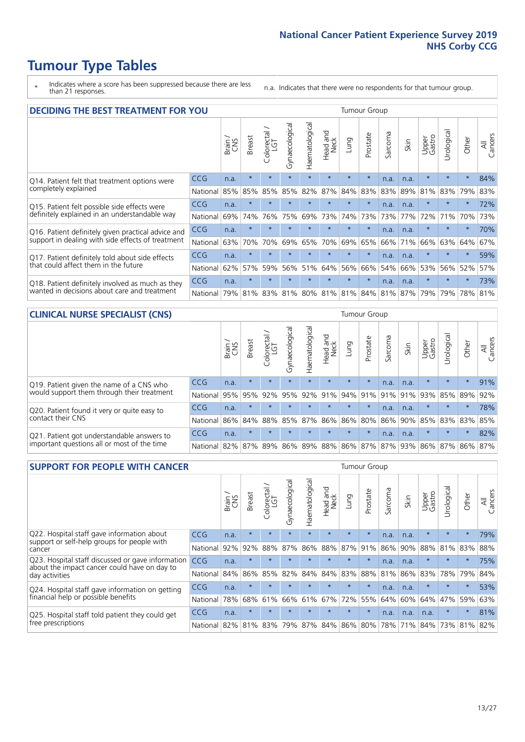# Tumour Type Tables

\* Indicates where a score has been suppressed because there are less than 21 responses.

n.a. Indicates that there were no respondents for that tumour group.

## DECIDING THE BEST TREATMENT FOR YOU

| | | Brain / CNS | Breast | Colorectal / LGT | Gynaecological | Haematological | Head and Neck | Lung | Prostate | Sarcoma | Skin | Upper Gastro | Urological | Other | All Cancers |
|---|---|---|---|---|---|---|---|---|---|---|---|---|---|---|---|
| Q14. Patient felt that treatment options were completely explained | CCG | n.a. | * | * | * | * | * | * | * | n.a. | n.a. | * | * | * | 84% |
| | National | 85% | 85% | 85% | 85% | 82% | 87% | 84% | 83% | 83% | 89% | 81% | 83% | 79% | 83% |
| Q15. Patient felt possible side effects were definitely explained in an understandable way | CCG | n.a. | * | * | * | * | * | * | * | n.a. | n.a. | * | * | * | 72% |
| | National | 69% | 74% | 76% | 75% | 69% | 73% | 74% | 73% | 73% | 77% | 72% | 71% | 70% | 73% |
| Q16. Patient definitely given practical advice and support in dealing with side effects of treatment | CCG | n.a. | * | * | * | * | * | * | * | n.a. | n.a. | * | * | * | 70% |
| | National | 63% | 70% | 70% | 69% | 65% | 70% | 69% | 65% | 66% | 71% | 66% | 63% | 64% | 67% |
| Q17. Patient definitely told about side effects that could affect them in the future | CCG | n.a. | * | * | * | * | * | * | * | n.a. | n.a. | * | * | * | 59% |
| | National | 62% | 57% | 59% | 56% | 51% | 64% | 56% | 66% | 54% | 66% | 53% | 56% | 52% | 57% |
| Q18. Patient definitely involved as much as they wanted in decisions about care and treatment | CCG | n.a. | * | * | * | * | * | * | * | n.a. | n.a. | * | * | * | 73% |
| | National | 79% | 81% | 83% | 81% | 80% | 81% | 81% | 84% | 81% | 87% | 79% | 79% | 78% | 81% |

## CLINICAL NURSE SPECIALIST (CNS)

| | | Brain / CNS | Breast | Colorectal / LGT | Gynaecological | Haematological | Head and Neck | Lung | Prostate | Sarcoma | Skin | Upper Gastro | Urological | Other | All Cancers |
|---|---|---|---|---|---|---|---|---|---|---|---|---|---|---|---|
| Q19. Patient given the name of a CNS who would support them through their treatment | CCG | n.a. | * | * | * | * | * | * | * | n.a. | n.a. | * | * | * | 91% |
| | National | 95% | 95% | 92% | 95% | 92% | 91% | 94% | 91% | 91% | 91% | 93% | 85% | 89% | 92% |
| Q20. Patient found it very or quite easy to contact their CNS | CCG | n.a. | * | * | * | * | * | * | * | n.a. | n.a. | * | * | * | 78% |
| | National | 86% | 84% | 88% | 85% | 87% | 86% | 86% | 80% | 86% | 90% | 85% | 83% | 83% | 85% |
| Q21. Patient got understandable answers to important questions all or most of the time | CCG | n.a. | * | * | * | * | * | * | * | n.a. | n.a. | * | * | * | 82% |
| | National | 82% | 87% | 89% | 86% | 89% | 88% | 86% | 87% | 87% | 93% | 86% | 87% | 86% | 87% |

## SUPPORT FOR PEOPLE WITH CANCER

| | | Brain / CNS | Breast | Colorectal / LGT | Gynaecological | Haematological | Head and Neck | Lung | Prostate | Sarcoma | Skin | Upper Gastro | Urological | Other | All Cancers |
|---|---|---|---|---|---|---|---|---|---|---|---|---|---|---|---|
| Q22. Hospital staff gave information about support or self-help groups for people with cancer | CCG | n.a. | * | * | * | * | * | * | * | n.a. | n.a. | * | * | * | 79% |
| | National | 92% | 92% | 88% | 87% | 86% | 88% | 87% | 91% | 86% | 90% | 88% | 81% | 83% | 88% |
| Q23. Hospital staff discussed or gave information about the impact cancer could have on day to day activities | CCG | n.a. | * | * | * | * | * | * | * | n.a. | n.a. | * | * | * | 75% |
| | National | 84% | 86% | 85% | 82% | 84% | 84% | 83% | 88% | 81% | 86% | 83% | 78% | 79% | 84% |
| Q24. Hospital staff gave information on getting financial help or possible benefits | CCG | n.a. | * | * | * | * | * | * | * | n.a. | n.a. | * | * | * | 53% |
| | National | 78% | 68% | 61% | 66% | 61% | 67% | 72% | 55% | 64% | 60% | 64% | 47% | 59% | 63% |
| Q25. Hospital staff told patient they could get free prescriptions | CCG | n.a. | * | * | * | * | * | * | * | n.a. | n.a. | n.a. | * | * | 81% |
| | National | 82% | 81% | 83% | 79% | 87% | 84% | 86% | 80% | 78% | 71% | 84% | 73% | 81% | 82% |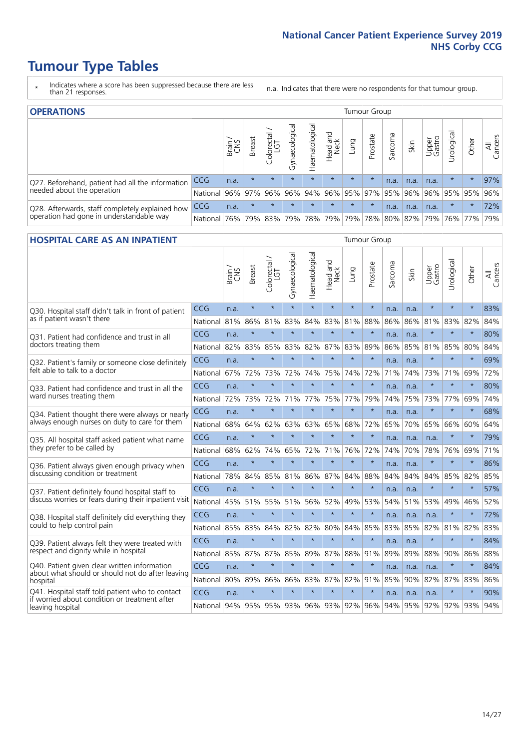# Tumour Type Tables

\* Indicates where a score has been suppressed because there are less than 21 responses.

n.a. Indicates that there were no respondents for that tumour group.

## OPERATIONS

| | | Brain / CNS | Breast | Colorectal / LGT | Gynaecological | Haematological | Head and Neck | Lung | Prostate | Sarcoma | Skin | Upper Gastro | Urological | Other | All Cancers |
|---|---|---|---|---|---|---|---|---|---|---|---|---|---|---|---|
| Q27. Beforehand, patient had all the information needed about the operation | CCG | n.a. | * | * | * | * | * | * | * | n.a. | n.a. | n.a. | * | * | 97% |
| | National | 96% | 97% | 96% | 96% | 94% | 96% | 95% | 97% | 95% | 96% | 96% | 95% | 95% | 96% |
| Q28. Afterwards, staff completely explained how operation had gone in understandable way | CCG | n.a. | * | * | * | * | * | * | * | n.a. | n.a. | n.a. | * | * | 72% |
| | National | 76% | 79% | 83% | 79% | 78% | 79% | 79% | 78% | 80% | 82% | 79% | 76% | 77% | 79% |

## HOSPITAL CARE AS AN INPATIENT

| | | Brain / CNS | Breast | Colorectal / LGT | Gynaecological | Haematological | Head and Neck | Lung | Prostate | Sarcoma | Skin | Upper Gastro | Urological | Other | All Cancers |
|---|---|---|---|---|---|---|---|---|---|---|---|---|---|---|---|
| Q30. Hospital staff didn't talk in front of patient as if patient wasn't there | CCG | n.a. | * | * | * | * | * | * | * | n.a. | n.a. | * | * | * | 83% |
| | National | 81% | 86% | 81% | 83% | 84% | 83% | 81% | 88% | 86% | 86% | 81% | 83% | 82% | 84% |
| Q31. Patient had confidence and trust in all doctors treating them | CCG | n.a. | * | * | * | * | * | * | * | n.a. | n.a. | * | * | * | 80% |
| | National | 82% | 83% | 85% | 83% | 82% | 87% | 83% | 89% | 86% | 85% | 81% | 85% | 80% | 84% |
| Q32. Patient's family or someone close definitely felt able to talk to a doctor | CCG | n.a. | * | * | * | * | * | * | * | n.a. | n.a. | * | * | * | 69% |
| | National | 67% | 72% | 73% | 72% | 74% | 75% | 74% | 72% | 71% | 74% | 73% | 71% | 69% | 72% |
| Q33. Patient had confidence and trust in all the ward nurses treating them | CCG | n.a. | * | * | * | * | * | * | * | n.a. | n.a. | * | * | * | 80% |
| | National | 72% | 73% | 72% | 71% | 77% | 75% | 77% | 79% | 74% | 75% | 73% | 77% | 69% | 74% |
| Q34. Patient thought there were always or nearly always enough nurses on duty to care for them | CCG | n.a. | * | * | * | * | * | * | * | n.a. | n.a. | * | * | * | 68% |
| | National | 68% | 64% | 62% | 63% | 63% | 65% | 68% | 72% | 65% | 70% | 65% | 66% | 60% | 64% |
| Q35. All hospital staff asked patient what name they prefer to be called by | CCG | n.a. | * | * | * | * | * | * | * | n.a. | n.a. | n.a. | * | * | 79% |
| | National | 68% | 62% | 74% | 65% | 72% | 71% | 76% | 72% | 74% | 70% | 78% | 76% | 69% | 71% |
| Q36. Patient always given enough privacy when discussing condition or treatment | CCG | n.a. | * | * | * | * | * | * | * | n.a. | n.a. | * | * | * | 86% |
| | National | 78% | 84% | 85% | 81% | 86% | 87% | 84% | 88% | 84% | 84% | 84% | 85% | 82% | 85% |
| Q37. Patient definitely found hospital staff to discuss worries or fears during their inpatient visit | CCG | n.a. | * | * | * | * | * | * | * | n.a. | n.a. | * | * | * | 57% |
| | National | 45% | 51% | 55% | 51% | 56% | 52% | 49% | 53% | 54% | 51% | 53% | 49% | 46% | 52% |
| Q38. Hospital staff definitely did everything they could to help control pain | CCG | n.a. | * | * | * | * | * | * | * | n.a. | n.a. | n.a. | * | * | 72% |
| | National | 85% | 83% | 84% | 82% | 82% | 80% | 84% | 85% | 83% | 85% | 82% | 81% | 82% | 83% |
| Q39. Patient always felt they were treated with respect and dignity while in hospital | CCG | n.a. | * | * | * | * | * | * | * | n.a. | n.a. | * | * | * | 84% |
| | National | 85% | 87% | 87% | 85% | 89% | 87% | 88% | 91% | 89% | 89% | 88% | 90% | 86% | 88% |
| Q40. Patient given clear written information about what should or should not do after leaving hospital | CCG | n.a. | * | * | * | * | * | * | * | n.a. | n.a. | n.a. | * | * | 84% |
| | National | 80% | 89% | 86% | 86% | 83% | 87% | 82% | 91% | 85% | 90% | 82% | 87% | 83% | 86% |
| Q41. Hospital staff told patient who to contact if worried about condition or treatment after leaving hospital | CCG | n.a. | * | * | * | * | * | * | * | n.a. | n.a. | n.a. | * | * | 90% |
| | National | 94% | 95% | 95% | 93% | 96% | 93% | 92% | 96% | 94% | 95% | 92% | 92% | 93% | 94% |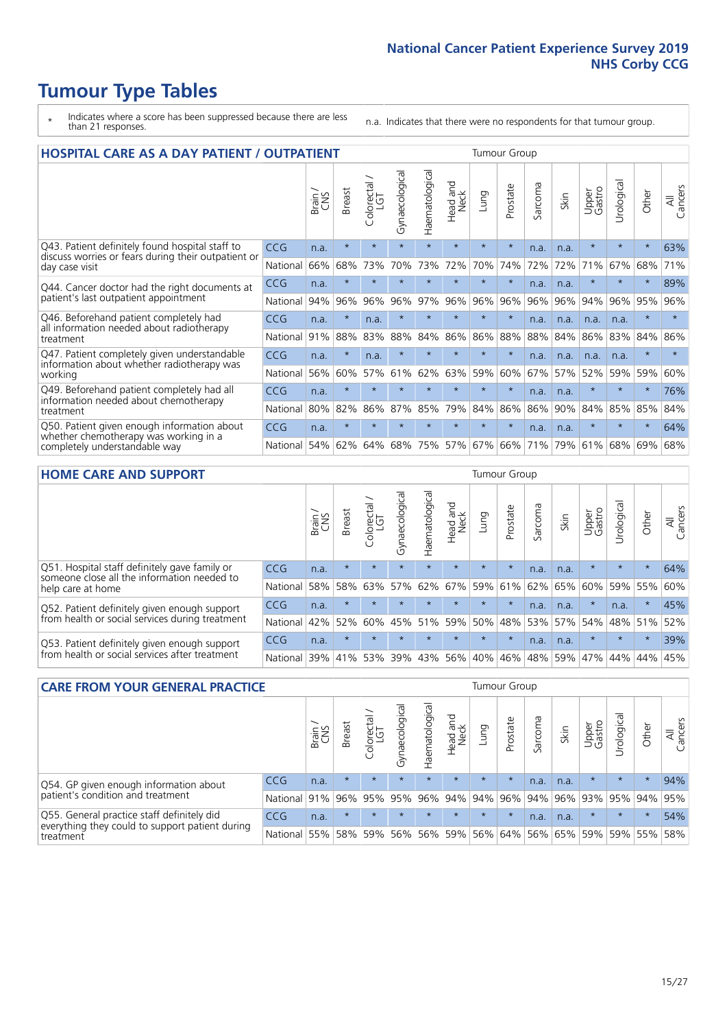# Tumour Type Tables

\* Indicates where a score has been suppressed because there are less than 21 responses.

n.a. Indicates that there were no respondents for that tumour group.

## HOSPITAL CARE AS A DAY PATIENT / OUTPATIENT

| | | Brain / CNS | Breast | Colorectal / LGT | Gynaecological | Haematological | Head and Neck | Lung | Prostate | Sarcoma | Skin | Upper Gastro | Urological | Other | All Cancers |
|---|---|---|---|---|---|---|---|---|---|---|---|---|---|---|---|
| Q43. Patient definitely found hospital staff to discuss worries or fears during their outpatient or day case visit | CCG | n.a. | * | * | * | * | * | * | * | n.a. | n.a. | * | * | * | 63% |
| | National | 66% | 68% | 73% | 70% | 73% | 72% | 70% | 74% | 72% | 72% | 71% | 67% | 68% | 71% |
| Q44. Cancer doctor had the right documents at patient's last outpatient appointment | CCG | n.a. | * | * | * | * | * | * | * | n.a. | n.a. | * | * | * | 89% |
| | National | 94% | 96% | 96% | 96% | 97% | 96% | 96% | 96% | 96% | 96% | 94% | 96% | 95% | 96% |
| Q46. Beforehand patient completely had all information needed about radiotherapy treatment | CCG | n.a. | * | n.a. | * | * | * | * | * | n.a. | n.a. | n.a. | n.a. | * | * |
| | National | 91% | 88% | 83% | 88% | 84% | 86% | 86% | 88% | 88% | 84% | 86% | 83% | 84% | 86% |
| Q47. Patient completely given understandable information about whether radiotherapy was working | CCG | n.a. | * | n.a. | * | * | * | * | * | n.a. | n.a. | n.a. | n.a. | * | * |
| | National | 56% | 60% | 57% | 61% | 62% | 63% | 59% | 60% | 67% | 57% | 52% | 59% | 59% | 60% |
| Q49. Beforehand patient completely had all information needed about chemotherapy treatment | CCG | n.a. | * | * | * | * | * | * | * | n.a. | n.a. | * | * | * | 76% |
| | National | 80% | 82% | 86% | 87% | 85% | 79% | 84% | 86% | 86% | 90% | 84% | 85% | 85% | 84% |
| Q50. Patient given enough information about whether chemotherapy was working in a completely understandable way | CCG | n.a. | * | * | * | * | * | * | * | n.a. | n.a. | * | * | * | 64% |
| | National | 54% | 62% | 64% | 68% | 75% | 57% | 67% | 66% | 71% | 79% | 61% | 68% | 69% | 68% |

## HOME CARE AND SUPPORT

| | | Brain / CNS | Breast | Colorectal / LGT | Gynaecological | Haematological | Head and Neck | Lung | Prostate | Sarcoma | Skin | Upper Gastro | Urological | Other | All Cancers |
|---|---|---|---|---|---|---|---|---|---|---|---|---|---|---|---|
| Q51. Hospital staff definitely gave family or someone close all the information needed to help care at home | CCG | n.a. | * | * | * | * | * | * | * | n.a. | n.a. | * | * | * | 64% |
| | National | 58% | 58% | 63% | 57% | 62% | 67% | 59% | 61% | 62% | 65% | 60% | 59% | 55% | 60% |
| Q52. Patient definitely given enough support from health or social services during treatment | CCG | n.a. | * | * | * | * | * | * | * | n.a. | n.a. | * | n.a. | * | 45% |
| | National | 42% | 52% | 60% | 45% | 51% | 59% | 50% | 48% | 53% | 57% | 54% | 48% | 51% | 52% |
| Q53. Patient definitely given enough support from health or social services after treatment | CCG | n.a. | * | * | * | * | * | * | * | n.a. | n.a. | * | * | * | 39% |
| | National | 39% | 41% | 53% | 39% | 43% | 56% | 40% | 46% | 48% | 59% | 47% | 44% | 44% | 45% |

## CARE FROM YOUR GENERAL PRACTICE

| | | Brain / CNS | Breast | Colorectal / LGT | Gynaecological | Haematological | Head and Neck | Lung | Prostate | Sarcoma | Skin | Upper Gastro | Urological | Other | All Cancers |
|---|---|---|---|---|---|---|---|---|---|---|---|---|---|---|---|
| Q54. GP given enough information about patient's condition and treatment | CCG | n.a. | * | * | * | * | * | * | * | n.a. | n.a. | * | * | * | 94% |
| | National | 91% | 96% | 95% | 95% | 96% | 94% | 94% | 96% | 94% | 96% | 93% | 95% | 94% | 95% |
| Q55. General practice staff definitely did everything they could to support patient during treatment | CCG | n.a. | * | * | * | * | * | * | * | n.a. | n.a. | * | * | * | 54% |
| | National | 55% | 58% | 59% | 56% | 56% | 59% | 56% | 64% | 56% | 65% | 59% | 59% | 55% | 58% |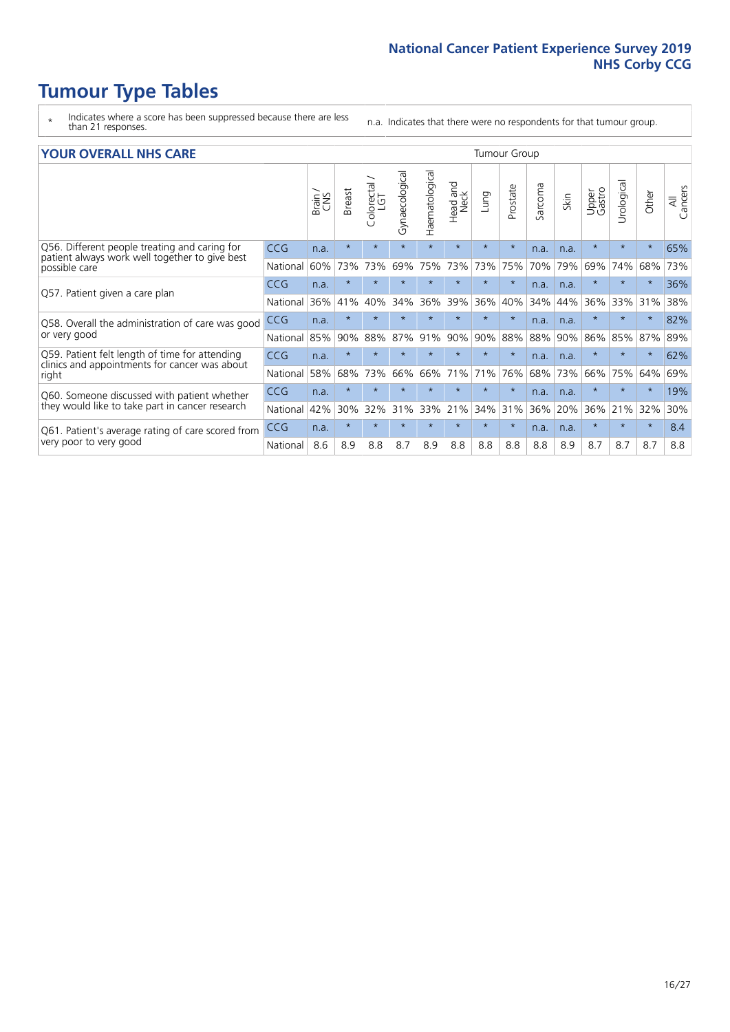# Tumour Type Tables

\* Indicates where a score has been suppressed because there are less than 21 responses.

n.a. Indicates that there were no respondents for that tumour group.

## YOUR OVERALL NHS CARE

| | | Brain / CNS | Breast | Colorectal / LGT | Gynaecological | Haematological | Head and Neck | Lung | Prostate | Sarcoma | Skin | Upper Gastro | Urological | Other | All Cancers |
|---|---|---|---|---|---|---|---|---|---|---|---|---|---|---|---|
| Q56. Different people treating and caring for patient always work well together to give best possible care | CCG | n.a. | * | * | * | * | * | * | * | n.a. | n.a. | * | * | * | 65% |
| | National | 60% | 73% | 73% | 69% | 75% | 73% | 73% | 75% | 70% | 79% | 69% | 74% | 68% | 73% |
| Q57. Patient given a care plan | CCG | n.a. | * | * | * | * | * | * | * | n.a. | n.a. | * | * | * | 36% |
| | National | 36% | 41% | 40% | 34% | 36% | 39% | 36% | 40% | 34% | 44% | 36% | 33% | 31% | 38% |
| Q58. Overall the administration of care was good or very good | CCG | n.a. | * | * | * | * | * | * | * | n.a. | n.a. | * | * | * | 82% |
| | National | 85% | 90% | 88% | 87% | 91% | 90% | 90% | 88% | 88% | 90% | 86% | 85% | 87% | 89% |
| Q59. Patient felt length of time for attending clinics and appointments for cancer was about right | CCG | n.a. | * | * | * | * | * | * | * | n.a. | n.a. | * | * | * | 62% |
| | National | 58% | 68% | 73% | 66% | 66% | 71% | 71% | 76% | 68% | 73% | 66% | 75% | 64% | 69% |
| Q60. Someone discussed with patient whether they would like to take part in cancer research | CCG | n.a. | * | * | * | * | * | * | * | n.a. | n.a. | * | * | * | 19% |
| | National | 42% | 30% | 32% | 31% | 33% | 21% | 34% | 31% | 36% | 20% | 36% | 21% | 32% | 30% |
| Q61. Patient's average rating of care scored from very poor to very good | CCG | n.a. | * | * | * | * | * | * | * | n.a. | n.a. | * | * | * | 8.4 |
| | National | 8.6 | 8.9 | 8.8 | 8.7 | 8.9 | 8.8 | 8.8 | 8.8 | 8.8 | 8.9 | 8.7 | 8.7 | 8.7 | 8.8 |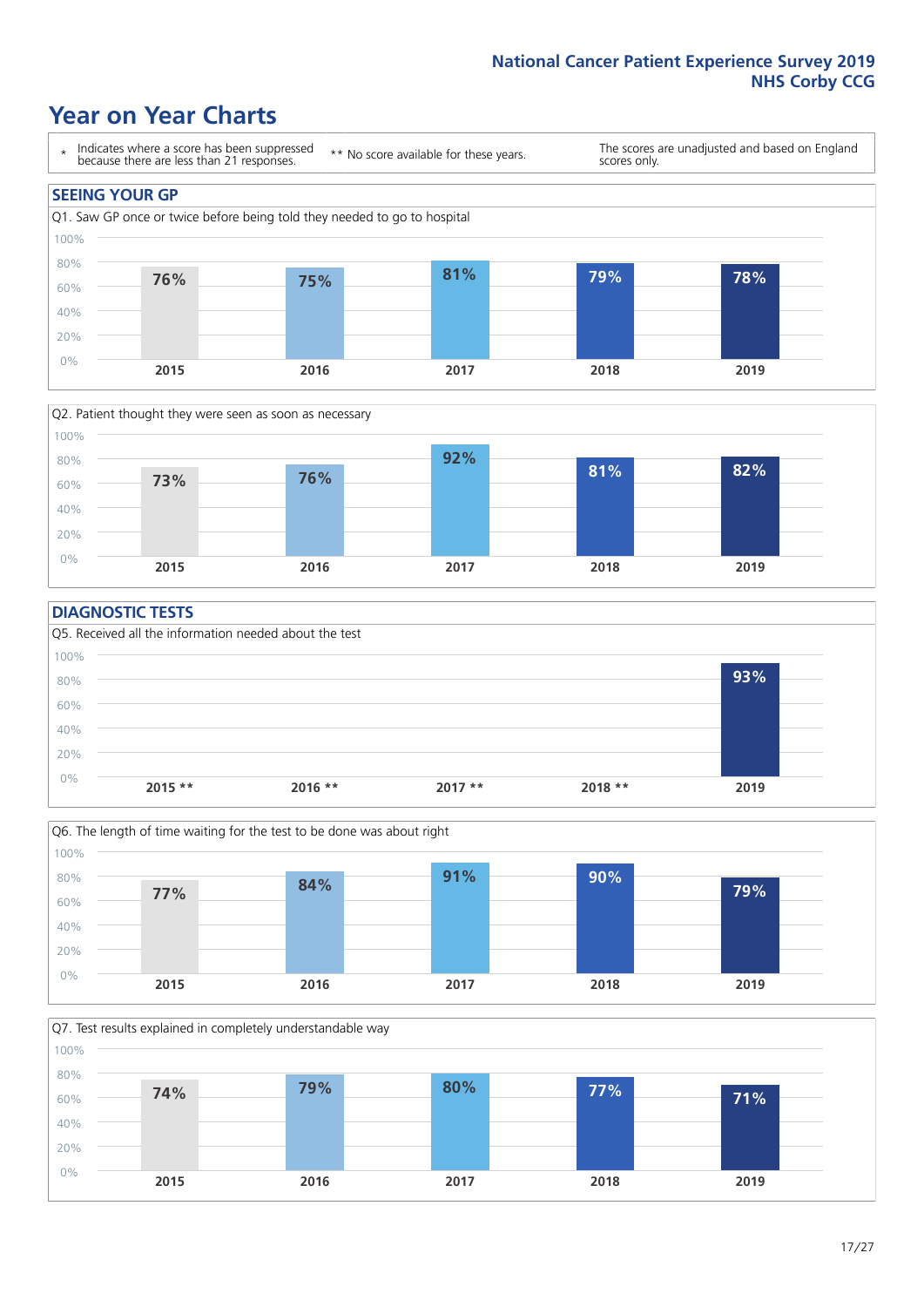# Year on Year Charts

\* Indicates where a score has been suppressed because there are less than 21 responses.

** No score available for these years.

The scores are unadjusted and based on England scores only.

## SEEING YOUR GP

Q1. Saw GP once or twice before being told they needed to go to hospital

| 2015 | 2016 | 2017 | 2018 | 2019 |
|---|---|---|---|---|
| 76% | 75% | 81% | 79% | 78% |

Q2. Patient thought they were seen as soon as necessary

| 2015 | 2016 | 2017 | 2018 | 2019 |
|---|---|---|---|---|
| 73% | 76% | 92% | 81% | 82% |

## DIAGNOSTIC TESTS

Q5. Received all the information needed about the test

| 2015 ** | 2016 ** | 2017 ** | 2018 ** | 2019 |
|---|---|---|---|---|
| | | | | 93% |

Q6. The length of time waiting for the test to be done was about right

| 2015 | 2016 | 2017 | 2018 | 2019 |
|---|---|---|---|---|
| 77% | 84% | 91% | 90% | 79% |

Q7. Test results explained in completely understandable way

| 2015 | 2016 | 2017 | 2018 | 2019 |
|---|---|---|---|---|
| 74% | 79% | 80% | 77% | 71% |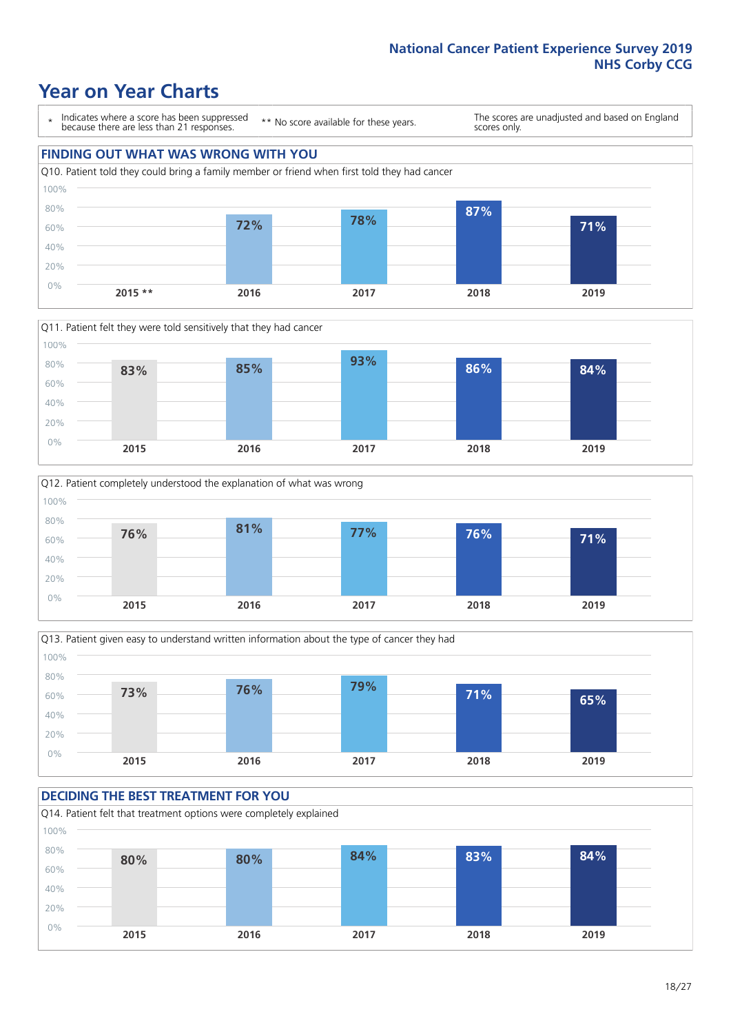# Year on Year Charts

\* Indicates where a score has been suppressed because there are less than 21 responses.

\*\* No score available for these years.

The scores are unadjusted and based on England scores only.

## FINDING OUT WHAT WAS WRONG WITH YOU

Q10. Patient told they could bring a family member or friend when first told they had cancer

| 2015 ** | 2016 | 2017 | 2018 | 2019 |
|---|---|---|---|---|
| | 72% | 78% | 87% | 71% |

Q11. Patient felt they were told sensitively that they had cancer

| 2015 | 2016 | 2017 | 2018 | 2019 |
|---|---|---|---|---|
| 83% | 85% | 93% | 86% | 84% |

Q12. Patient completely understood the explanation of what was wrong

| 2015 | 2016 | 2017 | 2018 | 2019 |
|---|---|---|---|---|
| 76% | 81% | 77% | 76% | 71% |

Q13. Patient given easy to understand written information about the type of cancer they had

| 2015 | 2016 | 2017 | 2018 | 2019 |
|---|---|---|---|---|
| 73% | 76% | 79% | 71% | 65% |

## DECIDING THE BEST TREATMENT FOR YOU

Q14. Patient felt that treatment options were completely explained

| 2015 | 2016 | 2017 | 2018 | 2019 |
|---|---|---|---|---|
| 80% | 80% | 84% | 83% | 84% |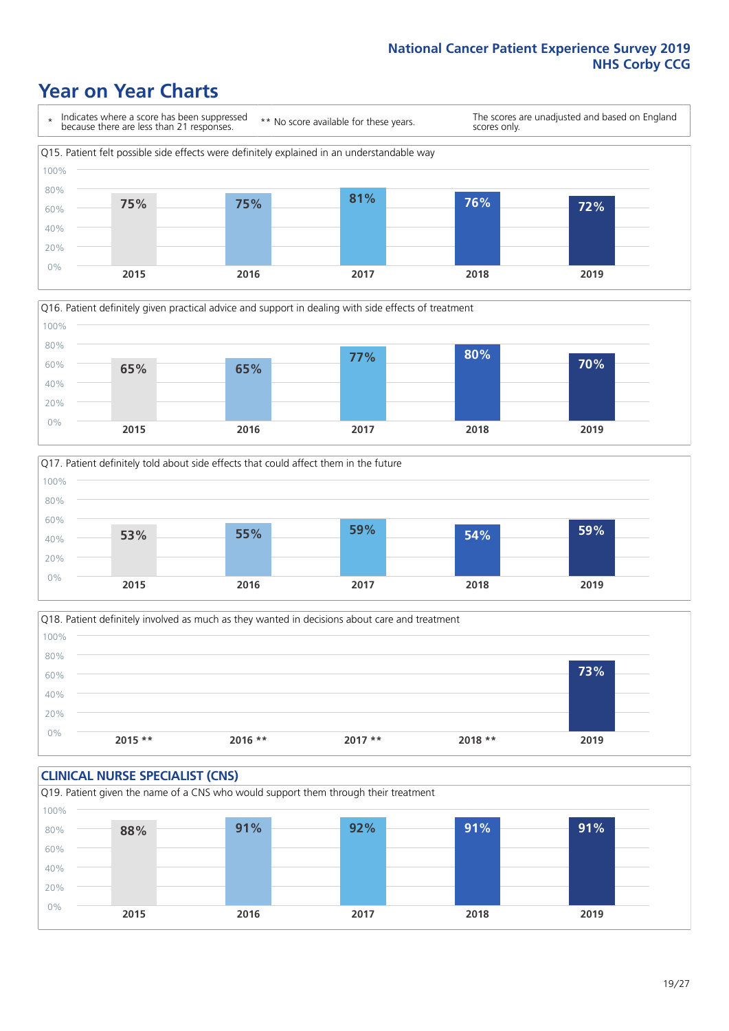# Year on Year Charts

\* Indicates where a score has been suppressed because there are less than 21 responses.

** No score available for these years.

The scores are unadjusted and based on England scores only.

Q15. Patient felt possible side effects were definitely explained in an understandable way

| 2015 | 2016 | 2017 | 2018 | 2019 |
|---|---|---|---|---|
| 75% | 75% | 81% | 76% | 72% |

Q16. Patient definitely given practical advice and support in dealing with side effects of treatment

| 2015 | 2016 | 2017 | 2018 | 2019 |
|---|---|---|---|---|
| 65% | 65% | 77% | 80% | 70% |

Q17. Patient definitely told about side effects that could affect them in the future

| 2015 | 2016 | 2017 | 2018 | 2019 |
|---|---|---|---|---|
| 53% | 55% | 59% | 54% | 59% |

Q18. Patient definitely involved as much as they wanted in decisions about care and treatment

| 2015 ** | 2016 ** | 2017 ** | 2018 ** | 2019 |
|---|---|---|---|---|
| | | | | 73% |

## CLINICAL NURSE SPECIALIST (CNS)

Q19. Patient given the name of a CNS who would support them through their treatment

| 2015 | 2016 | 2017 | 2018 | 2019 |
|---|---|---|---|---|
| 88% | 91% | 92% | 91% | 91% |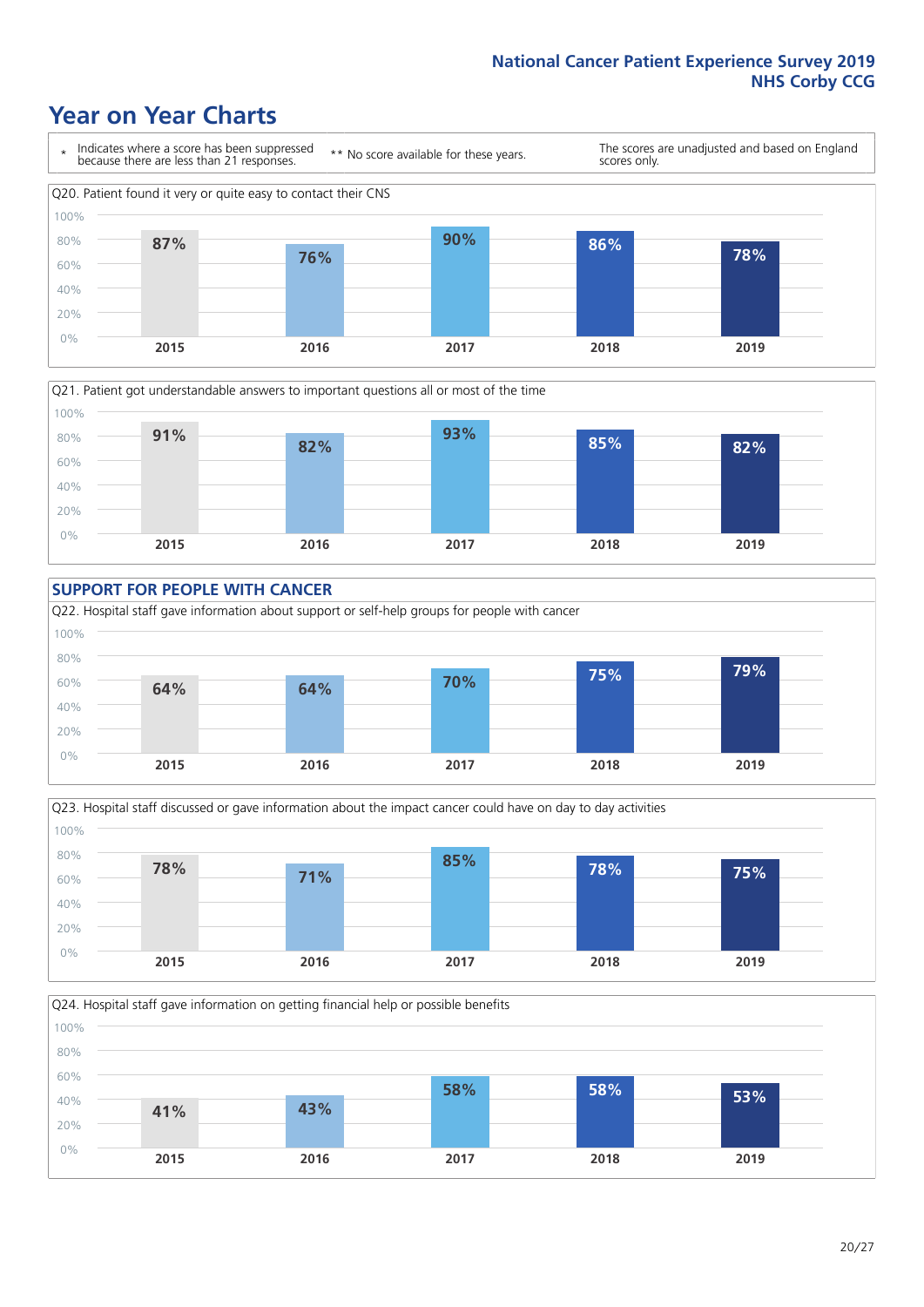# Year on Year Charts

\* Indicates where a score has been suppressed because there are less than 21 responses.

\*\* No score available for these years.

The scores are unadjusted and based on England scores only.

Q20. Patient found it very or quite easy to contact their CNS

| 2015 | 2016 | 2017 | 2018 | 2019 |
|---|---|---|---|---|
| 87% | 76% | 90% | 86% | 78% |

Q21. Patient got understandable answers to important questions all or most of the time

| 2015 | 2016 | 2017 | 2018 | 2019 |
|---|---|---|---|---|
| 91% | 82% | 93% | 85% | 82% |

## SUPPORT FOR PEOPLE WITH CANCER

Q22. Hospital staff gave information about support or self-help groups for people with cancer

| 2015 | 2016 | 2017 | 2018 | 2019 |
|---|---|---|---|---|
| 64% | 64% | 70% | 75% | 79% |

Q23. Hospital staff discussed or gave information about the impact cancer could have on day to day activities

| 2015 | 2016 | 2017 | 2018 | 2019 |
|---|---|---|---|---|
| 78% | 71% | 85% | 78% | 75% |

Q24. Hospital staff gave information on getting financial help or possible benefits

| 2015 | 2016 | 2017 | 2018 | 2019 |
|---|---|---|---|---|
| 41% | 43% | 58% | 58% | 53% |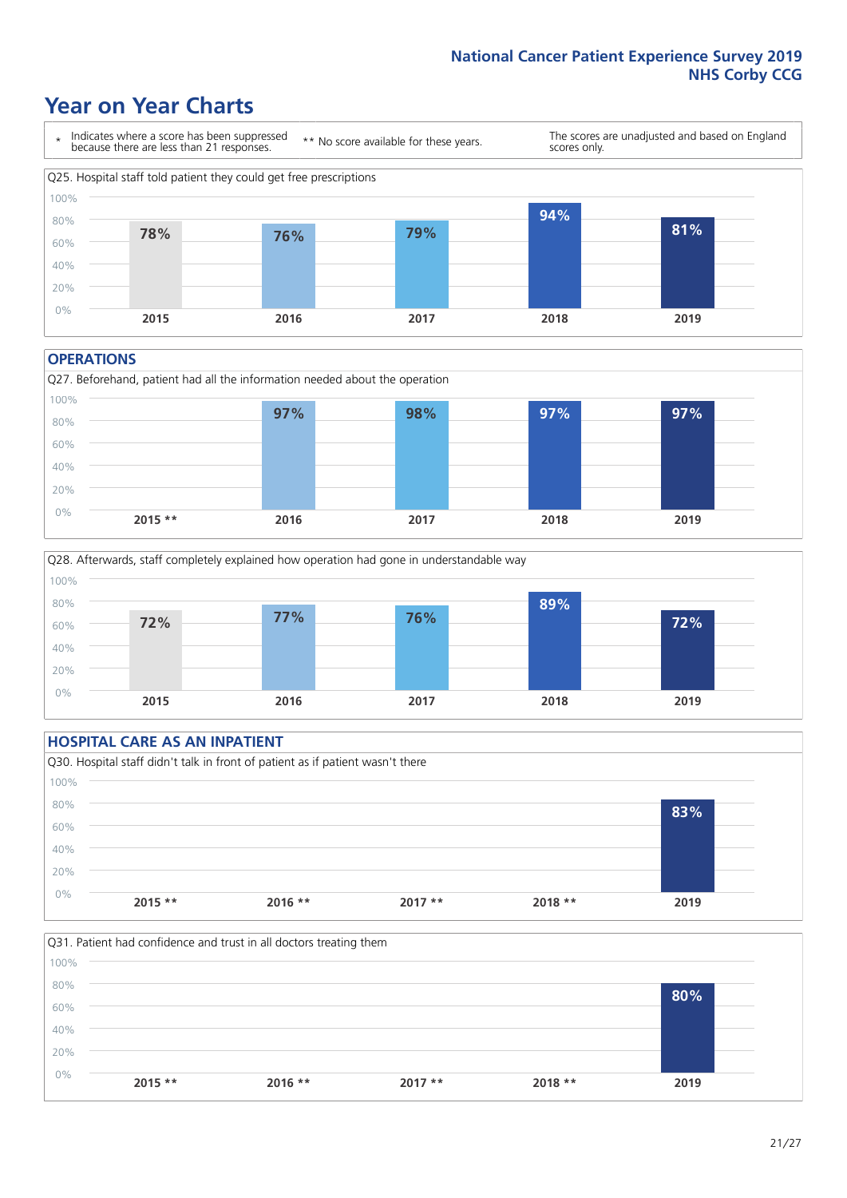# Year on Year Charts

\* Indicates where a score has been suppressed because there are less than 21 responses.

** No score available for these years.

The scores are unadjusted and based on England scores only.

Q25. Hospital staff told patient they could get free prescriptions

| 2015 | 2016 | 2017 | 2018 | 2019 |
|---|---|---|---|---|
| 78% | 76% | 79% | 94% | 81% |

## OPERATIONS

Q27. Beforehand, patient had all the information needed about the operation

| 2015 ** | 2016 | 2017 | 2018 | 2019 |
|---|---|---|---|---|
| | 97% | 98% | 97% | 97% |

Q28. Afterwards, staff completely explained how operation had gone in understandable way

| 2015 | 2016 | 2017 | 2018 | 2019 |
|---|---|---|---|---|
| 72% | 77% | 76% | 89% | 72% |

## HOSPITAL CARE AS AN INPATIENT

Q30. Hospital staff didn't talk in front of patient as if patient wasn't there

| 2015 ** | 2016 ** | 2017 ** | 2018 ** | 2019 |
|---|---|---|---|---|
| | | | | 83% |

Q31. Patient had confidence and trust in all doctors treating them

| 2015 ** | 2016 ** | 2017 ** | 2018 ** | 2019 |
|---|---|---|---|---|
| | | | | 80% |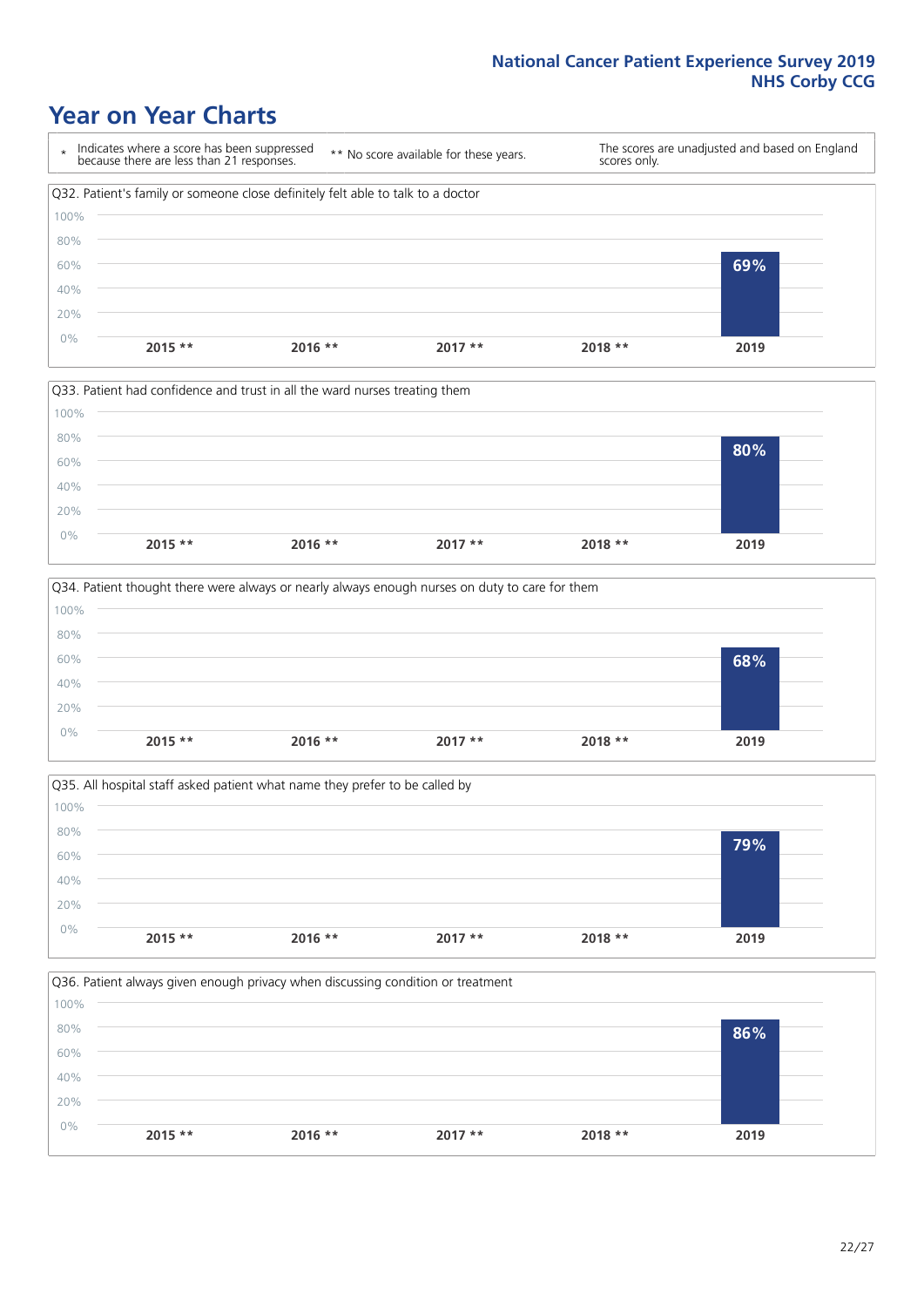# Year on Year Charts

\* Indicates where a score has been suppressed because there are less than 21 responses.

** No score available for these years.

The scores are unadjusted and based on England scores only.

Q32. Patient's family or someone close definitely felt able to talk to a doctor

| 2015 ** | 2016 ** | 2017 ** | 2018 ** | 2019 |
|---|---|---|---|---|
| | | | | 69% |

Q33. Patient had confidence and trust in all the ward nurses treating them

| 2015 ** | 2016 ** | 2017 ** | 2018 ** | 2019 |
|---|---|---|---|---|
| | | | | 80% |

Q34. Patient thought there were always or nearly always enough nurses on duty to care for them

| 2015 ** | 2016 ** | 2017 ** | 2018 ** | 2019 |
|---|---|---|---|---|
| | | | | 68% |

Q35. All hospital staff asked patient what name they prefer to be called by

| 2015 ** | 2016 ** | 2017 ** | 2018 ** | 2019 |
|---|---|---|---|---|
| | | | | 79% |

Q36. Patient always given enough privacy when discussing condition or treatment

| 2015 ** | 2016 ** | 2017 ** | 2018 ** | 2019 |
|---|---|---|---|---|
| | | | | 86% |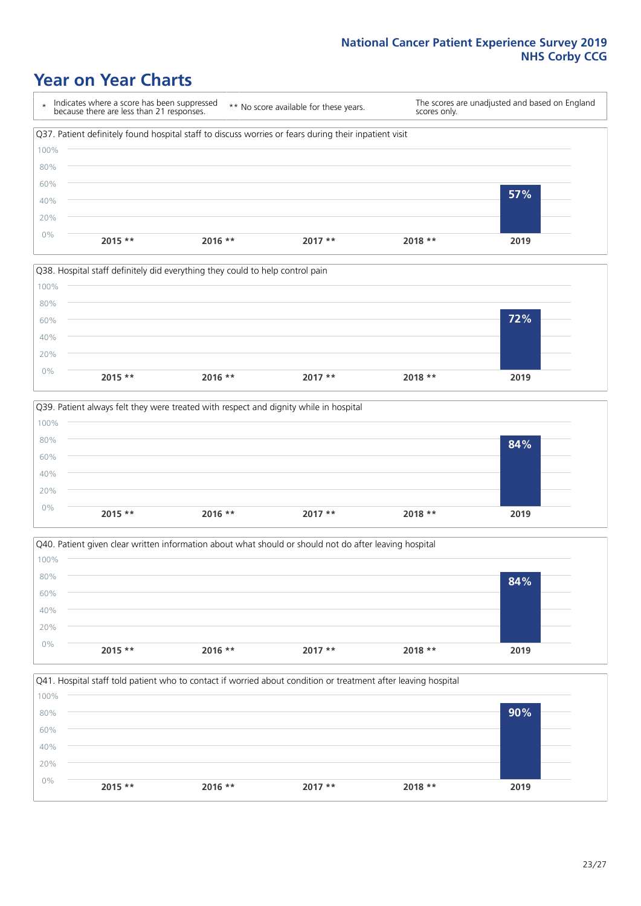# Year on Year Charts

\* Indicates where a score has been suppressed because there are less than 21 responses.

** No score available for these years.

The scores are unadjusted and based on England scores only.

Q37. Patient definitely found hospital staff to discuss worries or fears during their inpatient visit

| 2015 ** | 2016 ** | 2017 ** | 2018 ** | 2019 |
|---|---|---|---|---|
| | | | | 57% |

Q38. Hospital staff definitely did everything they could to help control pain

| 2015 ** | 2016 ** | 2017 ** | 2018 ** | 2019 |
|---|---|---|---|---|
| | | | | 72% |

Q39. Patient always felt they were treated with respect and dignity while in hospital

| 2015 ** | 2016 ** | 2017 ** | 2018 ** | 2019 |
|---|---|---|---|---|
| | | | | 84% |

Q40. Patient given clear written information about what should or should not do after leaving hospital

| 2015 ** | 2016 ** | 2017 ** | 2018 ** | 2019 |
|---|---|---|---|---|
| | | | | 84% |

Q41. Hospital staff told patient who to contact if worried about condition or treatment after leaving hospital

| 2015 ** | 2016 ** | 2017 ** | 2018 ** | 2019 |
|---|---|---|---|---|
| | | | | 90% |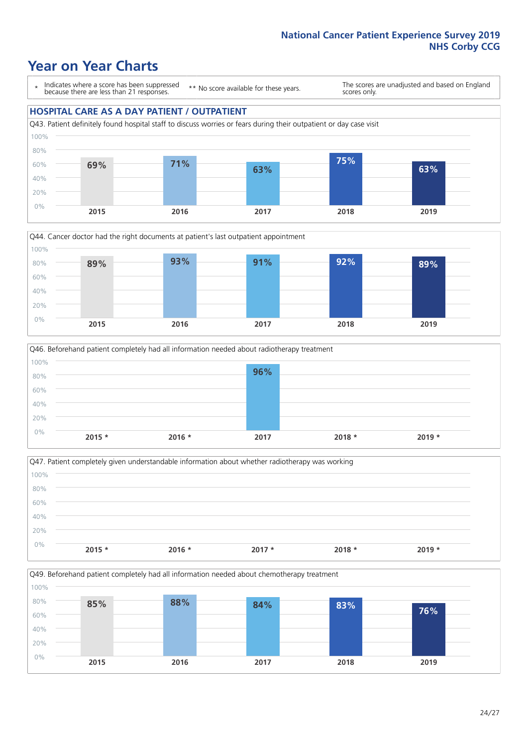# Year on Year Charts

\* Indicates where a score has been suppressed because there are less than 21 responses.

\*\* No score available for these years.

The scores are unadjusted and based on England scores only.

## HOSPITAL CARE AS A DAY PATIENT / OUTPATIENT

Q43. Patient definitely found hospital staff to discuss worries or fears during their outpatient or day case visit

| 2015 | 2016 | 2017 | 2018 | 2019 |
|---|---|---|---|---|
| 69% | 71% | 63% | 75% | 63% |

Q44. Cancer doctor had the right documents at patient's last outpatient appointment

| 2015 | 2016 | 2017 | 2018 | 2019 |
|---|---|---|---|---|
| 89% | 93% | 91% | 92% | 89% |

Q46. Beforehand patient completely had all information needed about radiotherapy treatment

| 2015 * | 2016 * | 2017 | 2018 * | 2019 * |
|---|---|---|---|---|
| | | 96% | | |

Q47. Patient completely given understandable information about whether radiotherapy was working

| 2015 * | 2016 * | 2017 * | 2018 * | 2019 * |
|---|---|---|---|---|
| | | | | |

Q49. Beforehand patient completely had all information needed about chemotherapy treatment

| 2015 | 2016 | 2017 | 2018 | 2019 |
|---|---|---|---|---|
| 85% | 88% | 84% | 83% | 76% |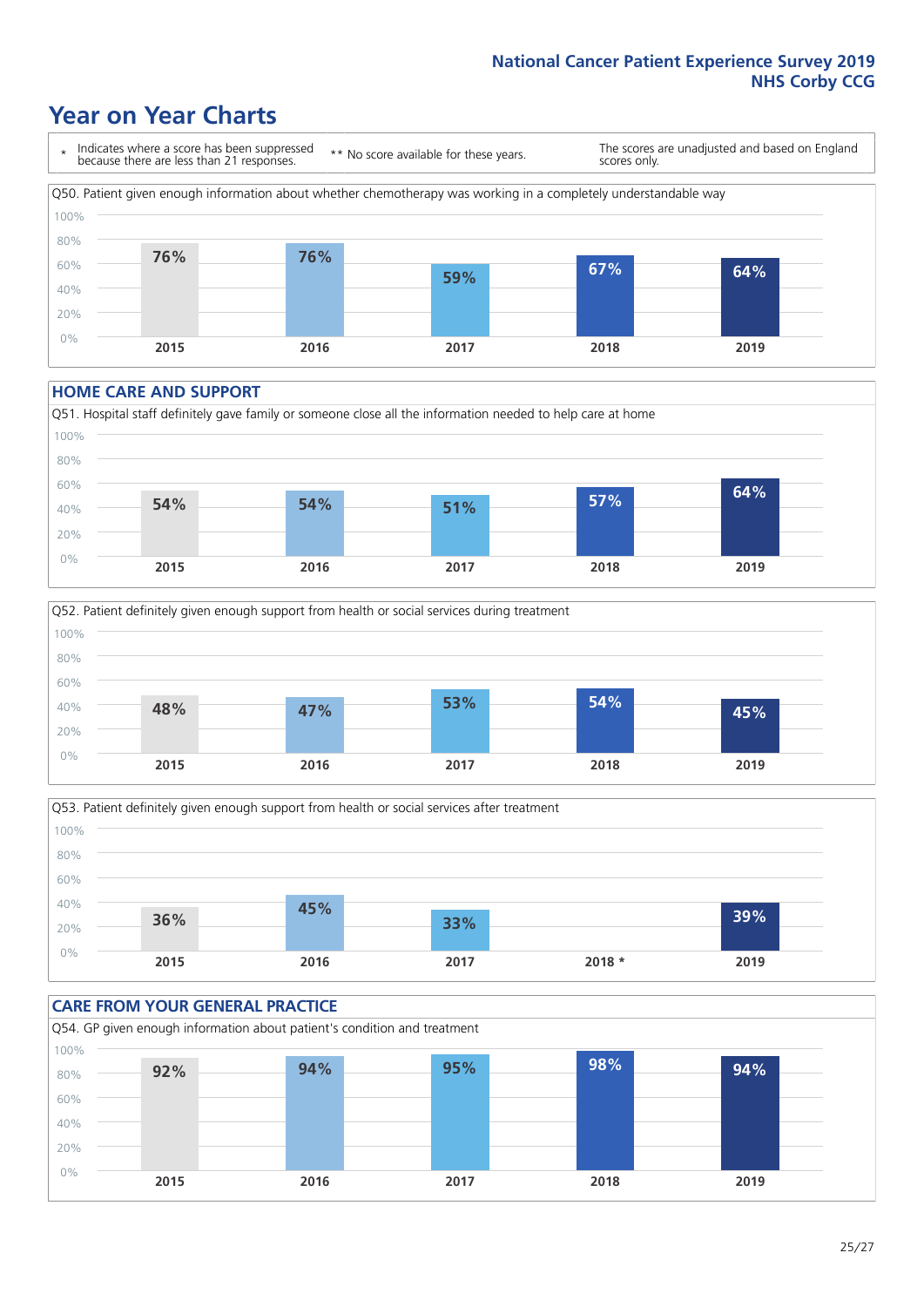# Year on Year Charts

\* Indicates where a score has been suppressed because there are less than 21 responses.

** No score available for these years.

The scores are unadjusted and based on England scores only.

Q50. Patient given enough information about whether chemotherapy was working in a completely understandable way

| 2015 | 2016 | 2017 | 2018 | 2019 |
|---|---|---|---|---|
| 76% | 76% | 59% | 67% | 64% |

## HOME CARE AND SUPPORT

Q51. Hospital staff definitely gave family or someone close all the information needed to help care at home

| 2015 | 2016 | 2017 | 2018 | 2019 |
|---|---|---|---|---|
| 54% | 54% | 51% | 57% | 64% |

Q52. Patient definitely given enough support from health or social services during treatment

| 2015 | 2016 | 2017 | 2018 | 2019 |
|---|---|---|---|---|
| 48% | 47% | 53% | 54% | 45% |

Q53. Patient definitely given enough support from health or social services after treatment

| 2015 | 2016 | 2017 | 2018 * | 2019 |
|---|---|---|---|---|
| 36% | 45% | 33% | | 39% |

## CARE FROM YOUR GENERAL PRACTICE

Q54. GP given enough information about patient's condition and treatment

| 2015 | 2016 | 2017 | 2018 | 2019 |
|---|---|---|---|---|
| 92% | 94% | 95% | 98% | 94% |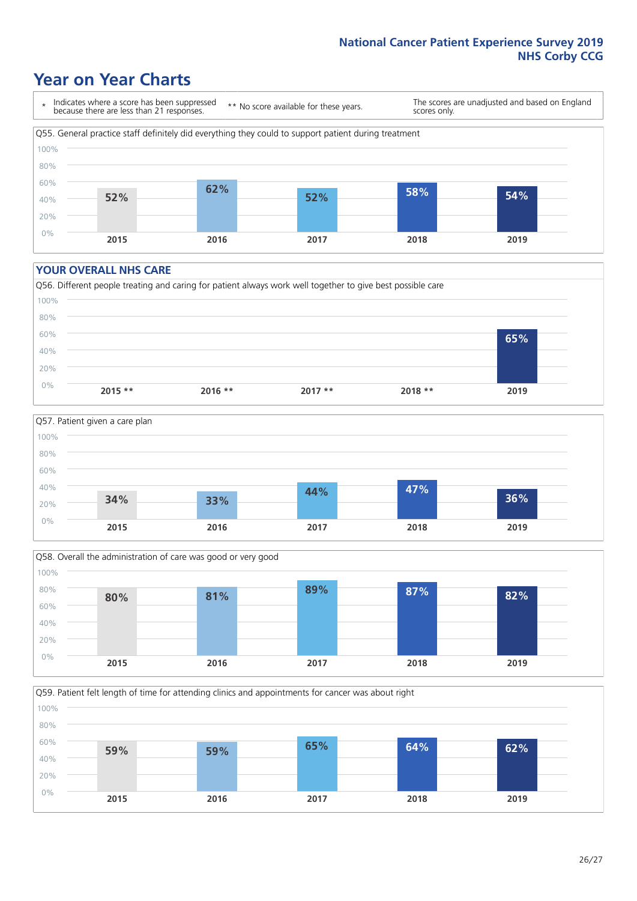# Year on Year Charts

\* Indicates where a score has been suppressed because there are less than 21 responses.

\*\* No score available for these years.

The scores are unadjusted and based on England scores only.

Q55. General practice staff definitely did everything they could to support patient during treatment

| 2015 | 2016 | 2017 | 2018 | 2019 |
|---|---|---|---|---|
| 52% | 62% | 52% | 58% | 54% |

## YOUR OVERALL NHS CARE

Q56. Different people treating and caring for patient always work well together to give best possible care

| 2015 ** | 2016 ** | 2017 ** | 2018 ** | 2019 |
|---|---|---|---|---|
| | | | | 65% |

Q57. Patient given a care plan

| 2015 | 2016 | 2017 | 2018 | 2019 |
|---|---|---|---|---|
| 34% | 33% | 44% | 47% | 36% |

Q58. Overall the administration of care was good or very good

| 2015 | 2016 | 2017 | 2018 | 2019 |
|---|---|---|---|---|
| 80% | 81% | 89% | 87% | 82% |

Q59. Patient felt length of time for attending clinics and appointments for cancer was about right

| 2015 | 2016 | 2017 | 2018 | 2019 |
|---|---|---|---|---|
| 59% | 59% | 65% | 64% | 62% |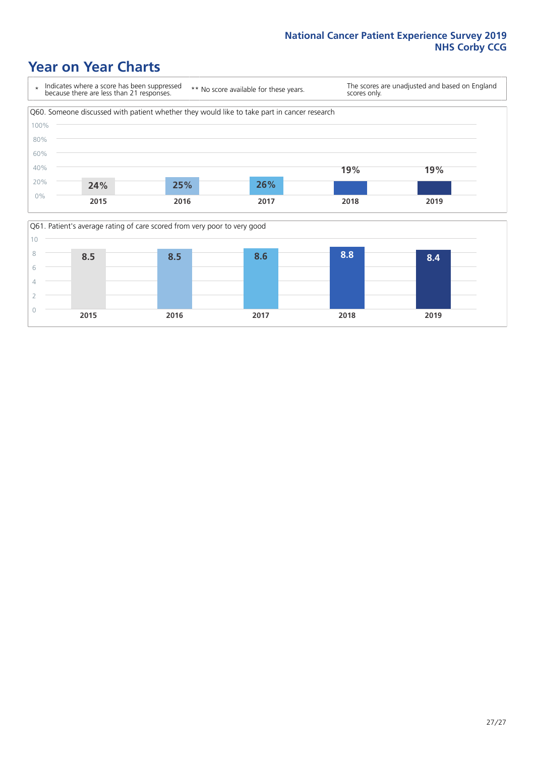## Year on Year Charts

\* Indicates where a score has been suppressed because there are less than 21 responses.

\*\* No score available for these years.

The scores are unadjusted and based on England scores only.

Q60. Someone discussed with patient whether they would like to take part in cancer research

100%
80%
60%
40%
20%
0%

24% 25% 26% 19% 19%

2015 2016 2017 2018 2019

Q61. Patient's average rating of care scored from very poor to very good

10
8
6
4
2
0

8.5 8.5 8.6 8.8 8.4

2015 2016 2017 2018 2019